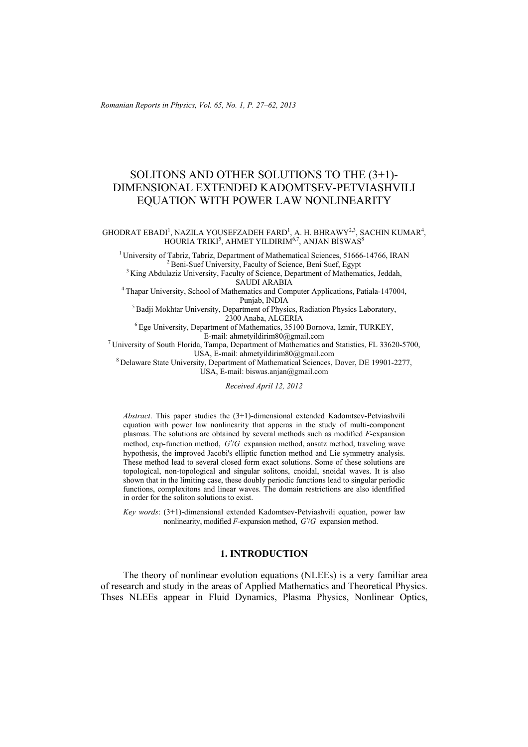# SOLITONS AND OTHER SOLUTIONS TO THE (3+1)-DIMENSIONAL EXTENDED KADOMTSEV-PETVIASHVILI EQUATION WITH POWER LAW NONLINEARITY

GHODRAT EBADI[1], NAZILA YOUSEFZADEH FARD[1], A. H. BHRAWY[2,3], SACHIN KUMAR[4], HOURIA TRIKI[5], AHMET YILDIRIM[6,7], ANJAN BİSWAS[8]

[1] University of Tabriz, Tabriz, Department of Mathematical Sciences, 51666-14766, IRAN
[2] Beni-Suef University, Faculty of Science, Beni Suef, Egypt
[3] King Abdulaziz University, Faculty of Science, Department of Mathematics, Jeddah, SAUDI ARABIA
[4] Thapar University, School of Mathematics and Computer Applications, Patiala-147004, Punjab, INDIA
[5] Badji Mokhtar University, Department of Physics, Radiation Physics Laboratory, 2300 Anaba, ALGERIA
[6] Ege University, Department of Mathematics, 35100 Bornova, Izmir, TURKEY, E-mail: ahmetyildirim80@gmail.com
[7] University of South Florida, Tampa, Department of Mathematics and Statistics, FL 33620-5700, USA, E-mail: ahmetyildirim80@gmail.com
[8] Delaware State University, Department of Mathematical Sciences, Dover, DE 19901-2277, USA, E-mail: biswas.anjan@gmail.com

*Received April 12, 2012*

*Abstract*. This paper studies the (3+1)-dimensional extended Kadomtsev-Petviashvili equation with power law nonlinearity that apperas in the study of multi-component plasmas. The solutions are obtained by several methods such as modified *F*-expansion method, exp-function method, $G'/G$ expansion method, ansatz method, traveling wave hypothesis, the improved Jacobi's elliptic function method and Lie symmetry analysis. These method lead to several closed form exact solutions. Some of these solutions are topological, non-topological and singular solitons, cnoidal, snoidal waves. It is also shown that in the limiting case, these doubly periodic functions lead to singular periodic functions, complexitons and linear waves. The domain restrictions are also identfified in order for the soliton solutions to exist.

*Key words*: (3+1)-dimensional extended Kadomtsev-Petviashvili equation, power law nonlinearity, modified *F*-expansion method, $G'/G$ expansion method.

## 1. INTRODUCTION

The theory of nonlinear evolution equations (NLEEs) is a very familiar area of research and study in the areas of Applied Mathematics and Theoretical Physics. Thses NLEEs appear in Fluid Dynamics, Plasma Physics, Nonlinear Optics,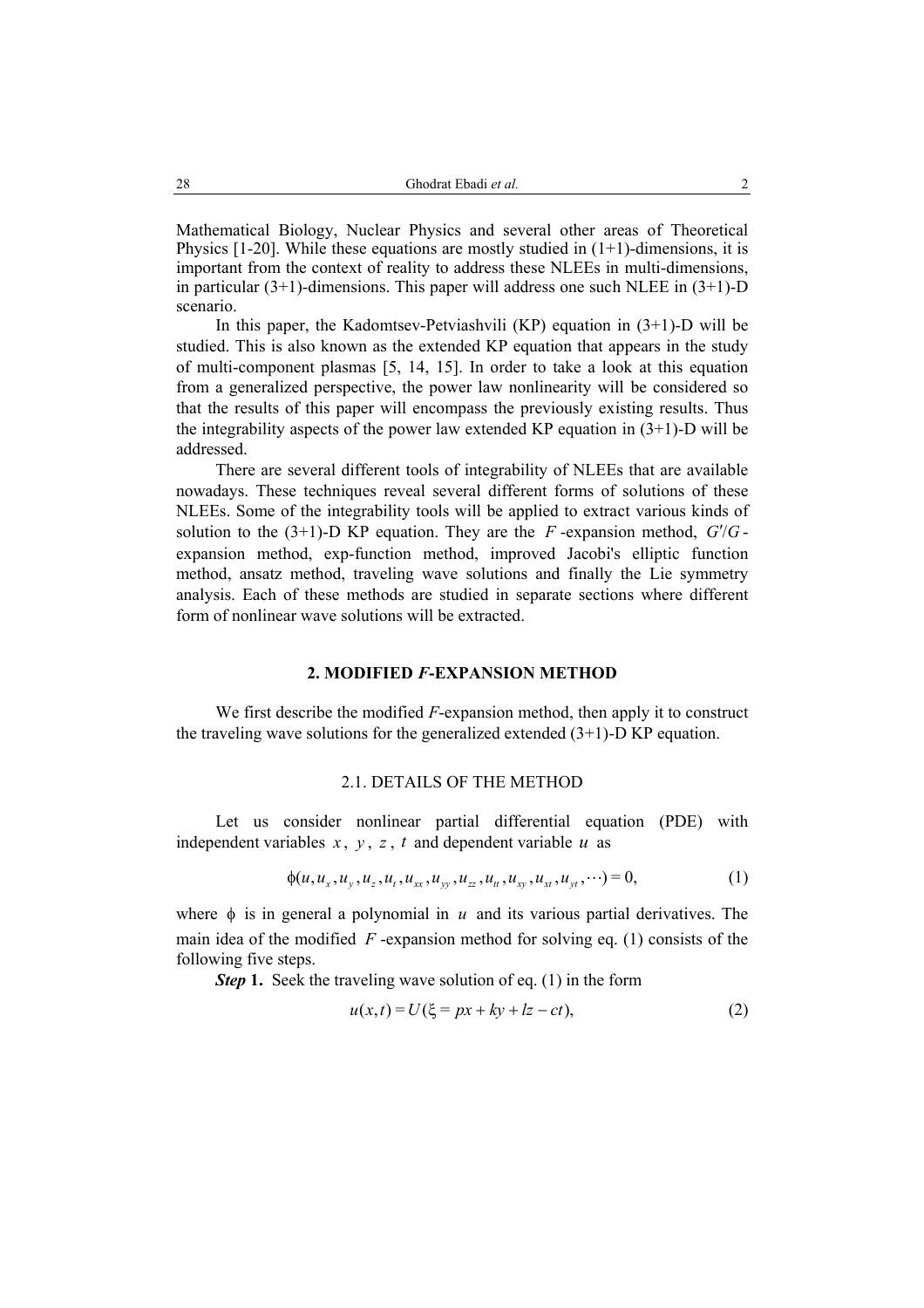Mathematical Biology, Nuclear Physics and several other areas of Theoretical Physics [1-20]. While these equations are mostly studied in (1+1)-dimensions, it is important from the context of reality to address these NLEEs in multi-dimensions, in particular (3+1)-dimensions. This paper will address one such NLEE in (3+1)-D scenario.

In this paper, the Kadomtsev-Petviashvili (KP) equation in (3+1)-D will be studied. This is also known as the extended KP equation that appears in the study of multi-component plasmas [5, 14, 15]. In order to take a look at this equation from a generalized perspective, the power law nonlinearity will be considered so that the results of this paper will encompass the previously existing results. Thus the integrability aspects of the power law extended KP equation in (3+1)-D will be addressed.

There are several different tools of integrability of NLEEs that are available nowadays. These techniques reveal several different forms of solutions of these NLEEs. Some of the integrability tools will be applied to extract various kinds of solution to the (3+1)-D KP equation. They are the $F$-expansion method, $G'/G$-expansion method, exp-function method, improved Jacobi's elliptic function method, ansatz method, traveling wave solutions and finally the Lie symmetry analysis. Each of these methods are studied in separate sections where different form of nonlinear wave solutions will be extracted.

## 2. MODIFIED *F*-EXPANSION METHOD

We first describe the modified *F*-expansion method, then apply it to construct the traveling wave solutions for the generalized extended (3+1)-D KP equation.

### 2.1. DETAILS OF THE METHOD

Let us consider nonlinear partial differential equation (PDE) with independent variables $x$, $y$, $z$, $t$ and dependent variable $u$ as

$$\phi(u, u_x, u_y, u_z, u_t, u_{xx}, u_{yy}, u_{zz}, u_{tt}, u_{xy}, u_{xt}, u_{yt}, \cdots) = 0, \tag{1}$$

where $\phi$ is in general a polynomial in $u$ and its various partial derivatives. The main idea of the modified $F$-expansion method for solving eq. (1) consists of the following five steps.

***Step* 1.** Seek the traveling wave solution of eq. (1) in the form

$$u(x,t) = U(\xi = px + ky + lz - ct), \tag{2}$$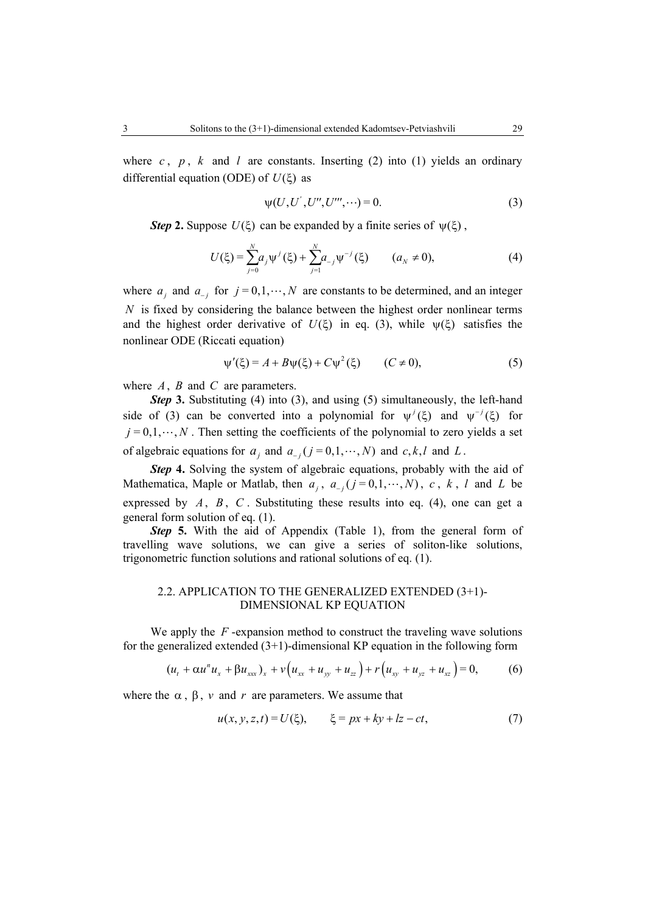where $c$, $p$, $k$ and $l$ are constants. Inserting (2) into (1) yields an ordinary differential equation (ODE) of $U(\xi)$ as

$$\psi(U, U', U'', U''', \cdots) = 0. \tag{3}$$

***Step* 2.** Suppose $U(\xi)$ can be expanded by a finite series of $\psi(\xi)$,

$$U(\xi) = \sum_{j=0}^{N} a_j \psi^j(\xi) + \sum_{j=1}^{N} a_{-j} \psi^{-j}(\xi) \qquad (a_N \neq 0), \tag{4}$$

where $a_j$ and $a_{-j}$ for $j = 0, 1, \cdots, N$ are constants to be determined, and an integer $N$ is fixed by considering the balance between the highest order nonlinear terms and the highest order derivative of $U(\xi)$ in eq. (3), while $\psi(\xi)$ satisfies the nonlinear ODE (Riccati equation)

$$\psi'(\xi) = A + B\psi(\xi) + C\psi^2(\xi) \qquad (C \neq 0), \tag{5}$$

where $A$, $B$ and $C$ are parameters.

***Step* 3.** Substituting (4) into (3), and using (5) simultaneously, the left-hand side of (3) can be converted into a polynomial for $\psi^j(\xi)$ and $\psi^{-j}(\xi)$ for $j = 0, 1, \cdots, N$. Then setting the coefficients of the polynomial to zero yields a set of algebraic equations for $a_j$ and $a_{-j}$ $(j = 0, 1, \cdots, N)$ and $c, k, l$ and $L$.

***Step* 4.** Solving the system of algebraic equations, probably with the aid of Mathematica, Maple or Matlab, then $a_j$, $a_{-j}$ $(j = 0, 1, \cdots, N)$, $c$, $k$, $l$ and $L$ be expressed by $A$, $B$, $C$. Substituting these results into eq. (4), one can get a general form solution of eq. (1).

***Step* 5.** With the aid of Appendix (Table 1), from the general form of travelling wave solutions, we can give a series of soliton-like solutions, trigonometric function solutions and rational solutions of eq. (1).

## 2.2. APPLICATION TO THE GENERALIZED EXTENDED (3+1)-DIMENSIONAL KP EQUATION

We apply the $F$-expansion method to construct the traveling wave solutions for the generalized extended (3+1)-dimensional KP equation in the following form

$$(u_t + \alpha u^n u_x + \beta u_{xxx})_x + v\left(u_{xx} + u_{yy} + u_{zz}\right) + r\left(u_{xy} + u_{yz} + u_{xz}\right) = 0, \tag{6}$$

where the $\alpha$, $\beta$, $v$ and $r$ are parameters. We assume that

$$u(x, y, z, t) = U(\xi), \qquad \xi = px + ky + lz - ct, \tag{7}$$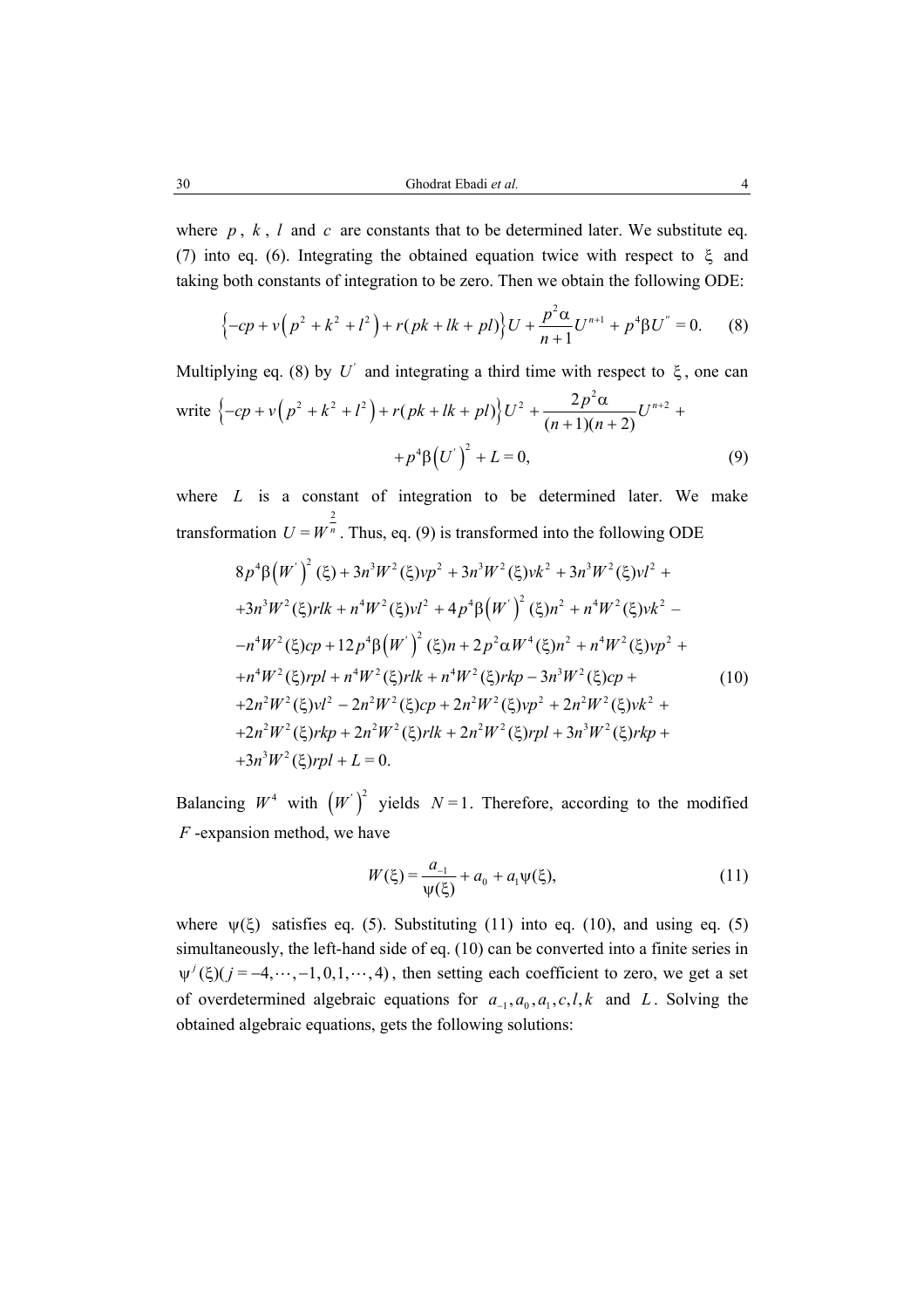where $p$, $k$, $l$ and $c$ are constants that to be determined later. We substitute eq. (7) into eq. (6). Integrating the obtained equation twice with respect to $\xi$ and taking both constants of integration to be zero. Then we obtain the following ODE:

$$\left\{-cp + v\left(p^2 + k^2 + l^2\right) + r(pk + lk + pl)\right\}U + \frac{p^2\alpha}{n+1}U^{n+1} + p^4\beta U'' = 0. \tag{8}$$

Multiplying eq. (8) by $U'$ and integrating a third time with respect to $\xi$, one can write $\left\{-cp + v\left(p^2 + k^2 + l^2\right) + r(pk + lk + pl)\right\}U^2 + \frac{2p^2\alpha}{(n+1)(n+2)}U^{n+2} +$

$$+ p^4\beta\left(U'\right)^2 + L = 0, \tag{9}$$

where $L$ is a constant of integration to be determined later. We make transformation $U = W^{\frac{2}{n}}$. Thus, eq. (9) is transformed into the following ODE

$$\begin{aligned}
&8p^4\beta\left(W'\right)^2(\xi) + 3n^3W^2(\xi)vp^2 + 3n^3W^2(\xi)vk^2 + 3n^3W^2(\xi)vl^2 + \\
&+3n^3W^2(\xi)rlk + n^4W^2(\xi)vl^2 + 4p^4\beta\left(W'\right)^2(\xi)n^2 + n^4W^2(\xi)vk^2 - \\
&-n^4W^2(\xi)cp + 12p^4\beta\left(W'\right)^2(\xi)n + 2p^2\alpha W^4(\xi)n^2 + n^4W^2(\xi)vp^2 + \\
&+n^4W^2(\xi)rpl + n^4W^2(\xi)rlk + n^4W^2(\xi)rkp - 3n^3W^2(\xi)cp + \\
&+2n^2W^2(\xi)vl^2 - 2n^2W^2(\xi)cp + 2n^2W^2(\xi)vp^2 + 2n^2W^2(\xi)vk^2 + \\
&+2n^2W^2(\xi)rkp + 2n^2W^2(\xi)rlk + 2n^2W^2(\xi)rpl + 3n^3W^2(\xi)rkp + \\
&+3n^3W^2(\xi)rpl + L = 0.
\end{aligned} \tag{10}$$

Balancing $W^4$ with $\left(W'\right)^2$ yields $N = 1$. Therefore, according to the modified $F$-expansion method, we have

$$W(\xi) = \frac{a_{-1}}{\psi(\xi)} + a_0 + a_1\psi(\xi), \tag{11}$$

where $\psi(\xi)$ satisfies eq. (5). Substituting (11) into eq. (10), and using eq. (5) simultaneously, the left-hand side of eq. (10) can be converted into a finite series in $\psi^j(\xi)(j = -4,\cdots,-1,0,1,\cdots,4)$, then setting each coefficient to zero, we get a set of overdetermined algebraic equations for $a_{-1}, a_0, a_1, c, l, k$ and $L$. Solving the obtained algebraic equations, gets the following solutions: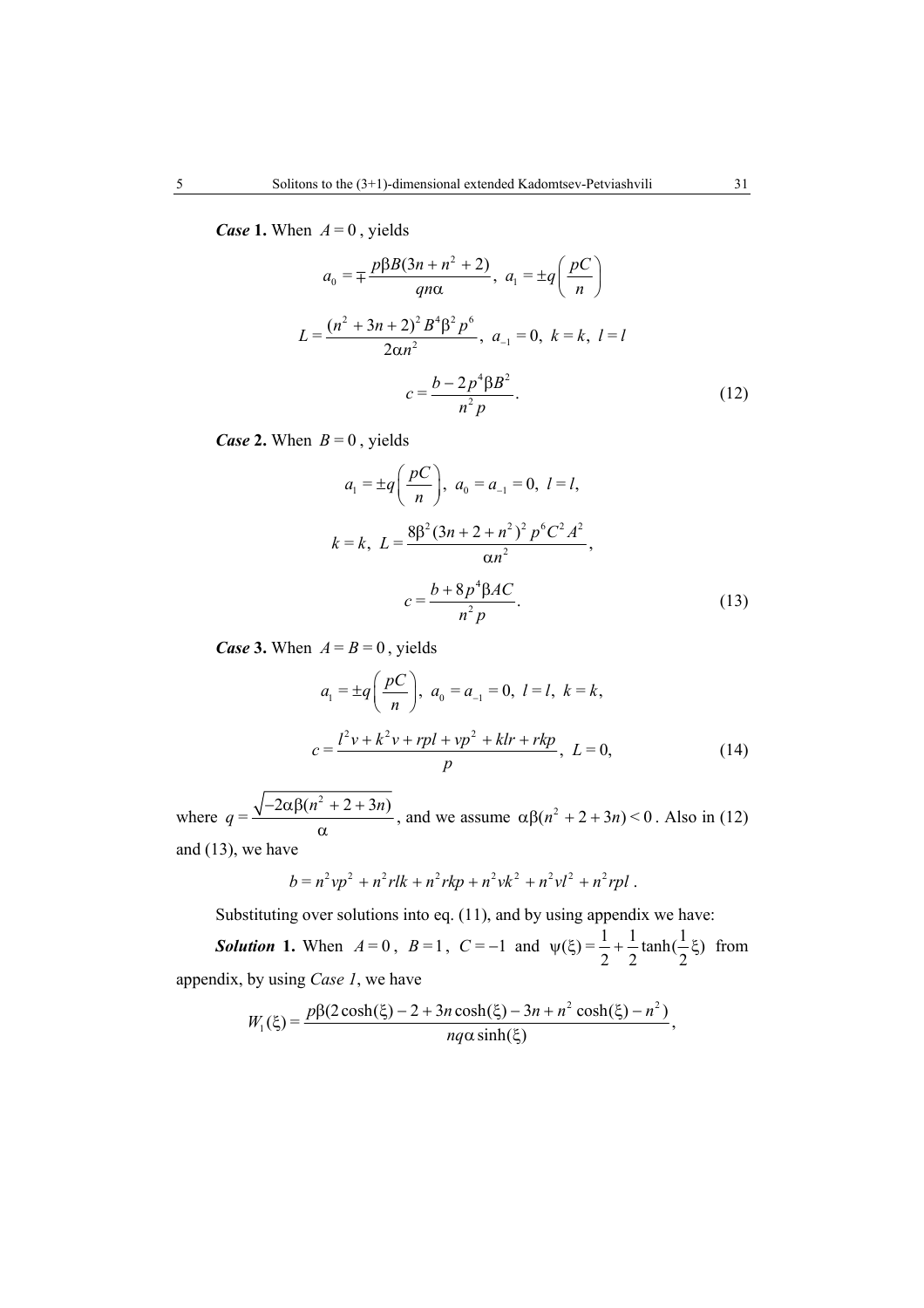***Case* 1.** When $A = 0$, yields

$$a_0 = \mp \frac{p\beta B(3n + n^2 + 2)}{qn\alpha},\ a_1 = \pm q\left(\frac{pC}{n}\right)$$

$$L = \frac{(n^2 + 3n + 2)^2 B^4 \beta^2 p^6}{2\alpha n^2},\ a_{-1} = 0,\ k = k,\ l = l$$

$$c = \frac{b - 2p^4 \beta B^2}{n^2 p}. \tag{12}$$

***Case* 2.** When $B = 0$, yields

$$a_1 = \pm q\left(\frac{pC}{n}\right),\ a_0 = a_{-1} = 0,\ l = l,$$

$$k = k,\ L = \frac{8\beta^2 (3n + 2 + n^2)^2 p^6 C^2 A^2}{\alpha n^2},$$

$$c = \frac{b + 8p^4 \beta AC}{n^2 p}. \tag{13}$$

***Case* 3.** When $A = B = 0$, yields

$$a_1 = \pm q\left(\frac{pC}{n}\right),\ a_0 = a_{-1} = 0,\ l = l,\ k = k,$$

$$c = \frac{l^2 v + k^2 v + rpl + vp^2 + klr + rkp}{p},\ L = 0, \tag{14}$$

where $q = \dfrac{\sqrt{-2\alpha\beta(n^2 + 2 + 3n)}}{\alpha}$, and we assume $\alpha\beta(n^2 + 2 + 3n) < 0$. Also in (12) and (13), we have

$$b = n^2 vp^2 + n^2 rlk + n^2 rkp + n^2 vk^2 + n^2 vl^2 + n^2 rpl\ .$$

Substituting over solutions into eq. (11), and by using appendix we have:

***Solution* 1.** When $A = 0$, $B = 1$, $C = -1$ and $\psi(\xi) = \frac{1}{2} + \frac{1}{2}\tanh(\frac{1}{2}\xi)$ from appendix, by using *Case 1*, we have

$$W_1(\xi) = \frac{p\beta(2\cosh(\xi) - 2 + 3n\cosh(\xi) - 3n + n^2 \cosh(\xi) - n^2)}{nq\alpha \sinh(\xi)},$$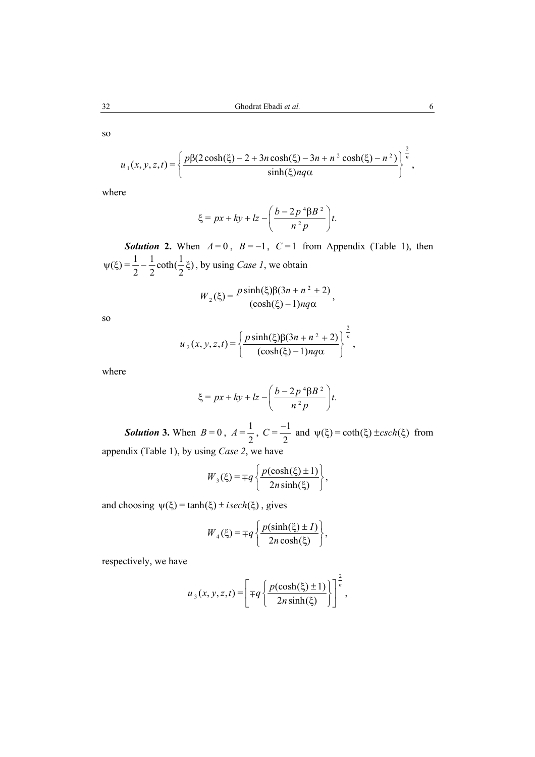so

$$u_1(x,y,z,t) = \left\{ \frac{p\beta(2\cosh(\xi) - 2 + 3n\cosh(\xi) - 3n + n^2\cosh(\xi) - n^2)}{\sinh(\xi) nq\alpha} \right\}^{\frac{2}{n}},$$

where

$$\xi = px + ky + lz - \left( \frac{b - 2p^4\beta B^2}{n^2 p} \right) t.$$

***Solution* 2.** When $A = 0$, $B = -1$, $C = 1$ from Appendix (Table 1), then $\psi(\xi) = \frac{1}{2} - \frac{1}{2}\coth(\frac{1}{2}\xi)$, by using *Case 1*, we obtain

$$W_2(\xi) = \frac{p\sinh(\xi)\beta(3n + n^2 + 2)}{(\cosh(\xi) - 1)nq\alpha},$$

so

$$u_2(x,y,z,t) = \left\{ \frac{p\sinh(\xi)\beta(3n + n^2 + 2)}{(\cosh(\xi) - 1)nq\alpha} \right\}^{\frac{2}{n}},$$

where

$$\xi = px + ky + lz - \left( \frac{b - 2p^4\beta B^2}{n^2 p} \right) t.$$

***Solution* 3.** When $B = 0$, $A = \frac{1}{2}$, $C = \frac{-1}{2}$ and $\psi(\xi) = \coth(\xi) \pm csch(\xi)$ from appendix (Table 1), by using *Case 2*, we have

$$W_3(\xi) = \mp q \left\{ \frac{p(\cosh(\xi) \pm 1)}{2n\sinh(\xi)} \right\},$$

and choosing $\psi(\xi) = \tanh(\xi) \pm i sech(\xi)$, gives

$$W_4(\xi) = \mp q \left\{ \frac{p(\sinh(\xi) \pm I)}{2n\cosh(\xi)} \right\},$$

respectively, we have

$$u_3(x,y,z,t) = \left[ \mp q \left\{ \frac{p(\cosh(\xi) \pm 1)}{2n\sinh(\xi)} \right\} \right]^{\frac{2}{n}},$$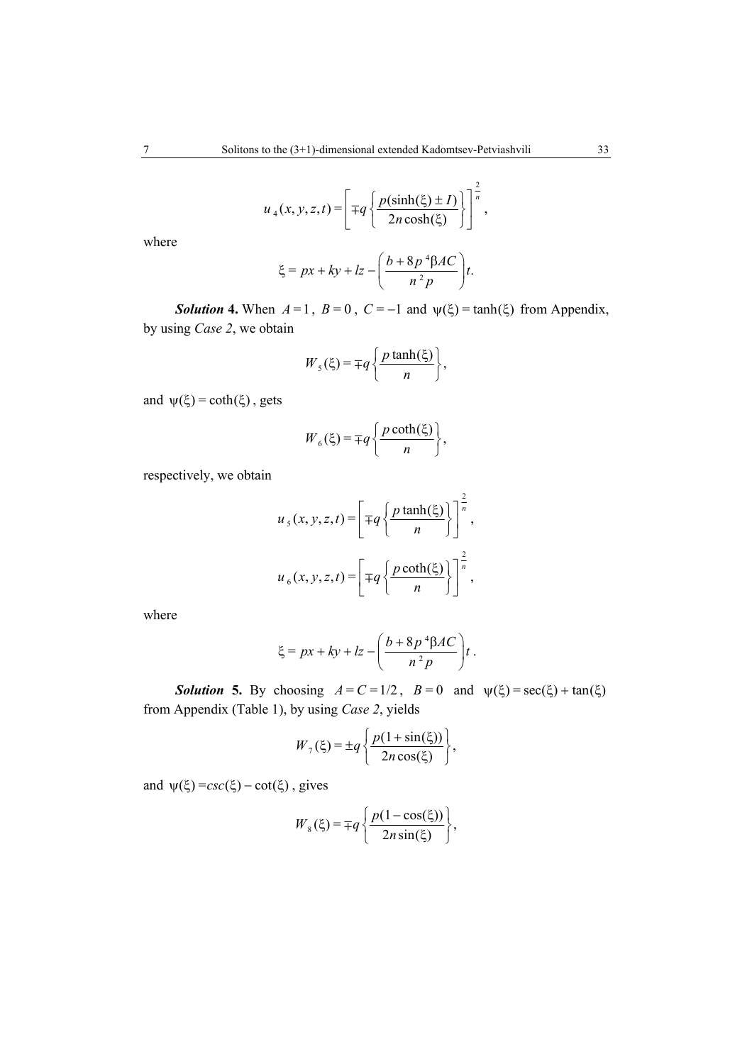$$u_4(x,y,z,t) = \left[ \mp q \left\{ \frac{p(\sinh(\xi) \pm I)}{2n\cosh(\xi)} \right\} \right]^{\frac{2}{n}},$$

where

$$\xi = px + ky + lz - \left( \frac{b + 8p^4 \beta AC}{n^2 p} \right) t.$$

***Solution* 4.** When $A = 1$, $B = 0$, $C = -1$ and $\psi(\xi) = \tanh(\xi)$ from Appendix, by using *Case 2*, we obtain

$$W_5(\xi) = \mp q \left\{ \frac{p\tanh(\xi)}{n} \right\},$$

and $\psi(\xi) = \coth(\xi)$, gets

$$W_6(\xi) = \mp q \left\{ \frac{p\coth(\xi)}{n} \right\},$$

respectively, we obtain

$$u_5(x,y,z,t) = \left[ \mp q \left\{ \frac{p\tanh(\xi)}{n} \right\} \right]^{\frac{2}{n}},$$

$$u_6(x,y,z,t) = \left[ \mp q \left\{ \frac{p\coth(\xi)}{n} \right\} \right]^{\frac{2}{n}},$$

where

$$\xi = px + ky + lz - \left( \frac{b + 8p^4 \beta AC}{n^2 p} \right) t.$$

***Solution* 5.** By choosing $A = C = 1/2$, $B = 0$ and $\psi(\xi) = \sec(\xi) + \tan(\xi)$ from Appendix (Table 1), by using *Case 2*, yields

$$W_7(\xi) = \pm q \left\{ \frac{p(1 + \sin(\xi))}{2n\cos(\xi)} \right\},$$

and $\psi(\xi) = csc(\xi) - \cot(\xi)$, gives

$$W_8(\xi) = \mp q \left\{ \frac{p(1 - \cos(\xi))}{2n\sin(\xi)} \right\},$$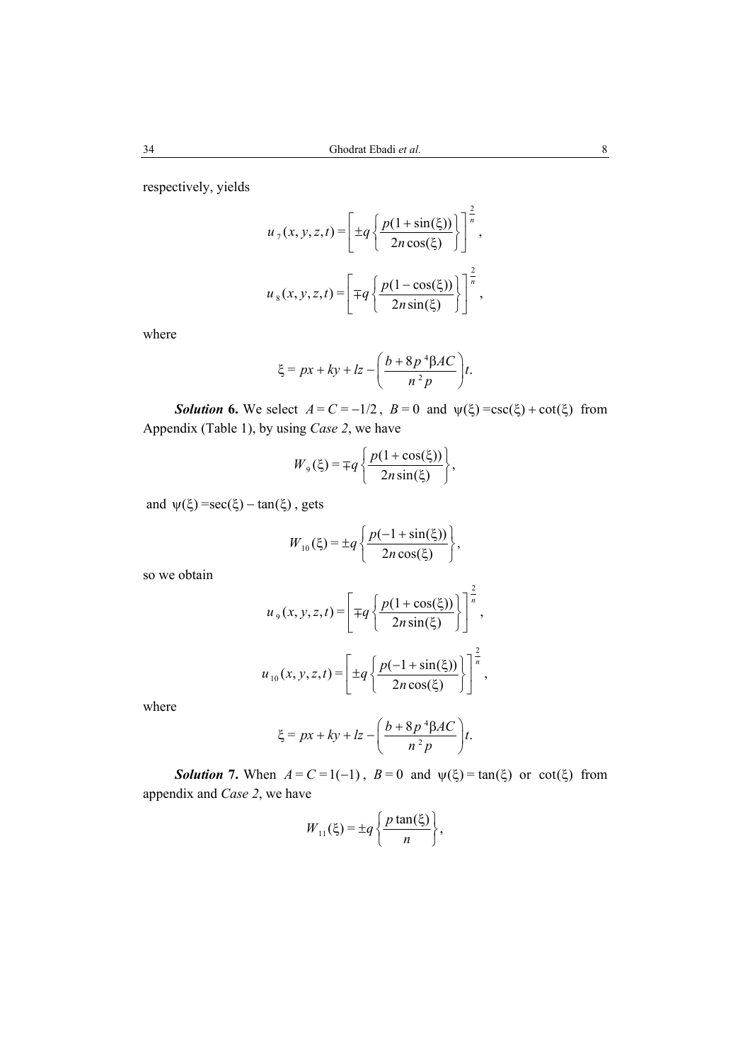respectively, yields

$$u_7(x,y,z,t) = \left[ \pm q \left\{ \frac{p(1+\sin(\xi))}{2n\cos(\xi)} \right\} \right]^{\frac{2}{n}},$$

$$u_8(x,y,z,t) = \left[ \mp q \left\{ \frac{p(1-\cos(\xi))}{2n\sin(\xi)} \right\} \right]^{\frac{2}{n}},$$

where

$$\xi = px + ky + lz - \left( \frac{b + 8p^4 \beta AC}{n^2 p} \right) t.$$

***Solution* 6.** We select $A = C = -1/2$, $B = 0$ and $\psi(\xi) = \csc(\xi) + \cot(\xi)$ from Appendix (Table 1), by using *Case 2*, we have

$$W_9(\xi) = \mp q \left\{ \frac{p(1+\cos(\xi))}{2n\sin(\xi)} \right\},$$

and $\psi(\xi) = \sec(\xi) - \tan(\xi)$, gets

$$W_{10}(\xi) = \pm q \left\{ \frac{p(-1+\sin(\xi))}{2n\cos(\xi)} \right\},$$

so we obtain

$$u_9(x,y,z,t) = \left[ \mp q \left\{ \frac{p(1+\cos(\xi))}{2n\sin(\xi)} \right\} \right]^{\frac{2}{n}},$$

$$u_{10}(x,y,z,t) = \left[ \pm q \left\{ \frac{p(-1+\sin(\xi))}{2n\cos(\xi)} \right\} \right]^{\frac{2}{n}},$$

where

$$\xi = px + ky + lz - \left( \frac{b + 8p^4 \beta AC}{n^2 p} \right) t.$$

***Solution* 7.** When $A = C = 1(-1)$, $B = 0$ and $\psi(\xi) = \tan(\xi)$ or $\cot(\xi)$ from appendix and *Case 2*, we have

$$W_{11}(\xi) = \pm q \left\{ \frac{p\tan(\xi)}{n} \right\},$$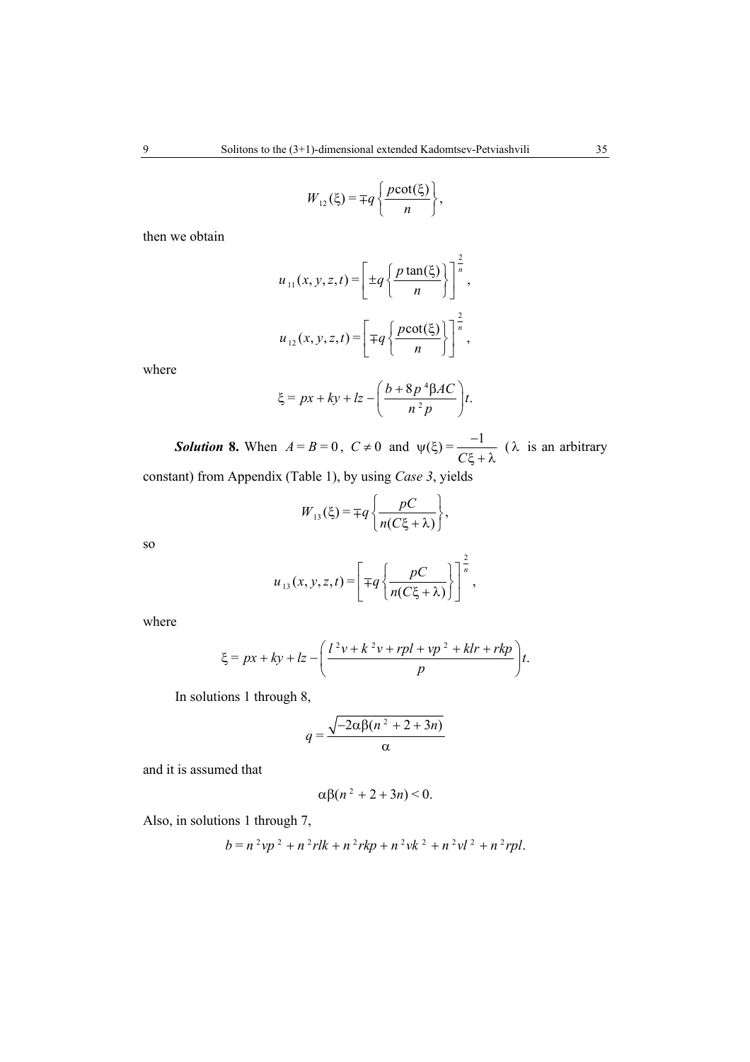$$W_{12}(\xi) = \mp q\left\{\frac{p\cot(\xi)}{n}\right\},$$

then we obtain

$$u_{11}(x, y, z, t) = \left[\pm q\left\{\frac{p\tan(\xi)}{n}\right\}\right]^{\frac{2}{n}},$$

$$u_{12}(x, y, z, t) = \left[\mp q\left\{\frac{p\cot(\xi)}{n}\right\}\right]^{\frac{2}{n}},$$

where

$$\xi = px + ky + lz - \left(\frac{b + 8p^4\beta AC}{n^2 p}\right)t.$$

***Solution* 8.** When $A = B = 0$, $C \neq 0$ and $\psi(\xi) = \dfrac{-1}{C\xi + \lambda}$ ($\lambda$ is an arbitrary constant) from Appendix (Table 1), by using *Case 3*, yields

$$W_{13}(\xi) = \mp q\left\{\frac{pC}{n(C\xi + \lambda)}\right\},$$

so

$$u_{13}(x, y, z, t) = \left[\mp q\left\{\frac{pC}{n(C\xi + \lambda)}\right\}\right]^{\frac{2}{n}},$$

where

$$\xi = px + ky + lz - \left(\frac{l^2 v + k^2 v + rpl + vp^2 + klr + rkp}{p}\right)t.$$

In solutions 1 through 8,

$$q = \frac{\sqrt{-2\alpha\beta(n^2 + 2 + 3n)}}{\alpha}$$

and it is assumed that

$$\alpha\beta(n^2 + 2 + 3n) < 0.$$

Also, in solutions 1 through 7,

$$b = n^2 vp^2 + n^2 rlk + n^2 rkp + n^2 vk^2 + n^2 vl^2 + n^2 rpl.$$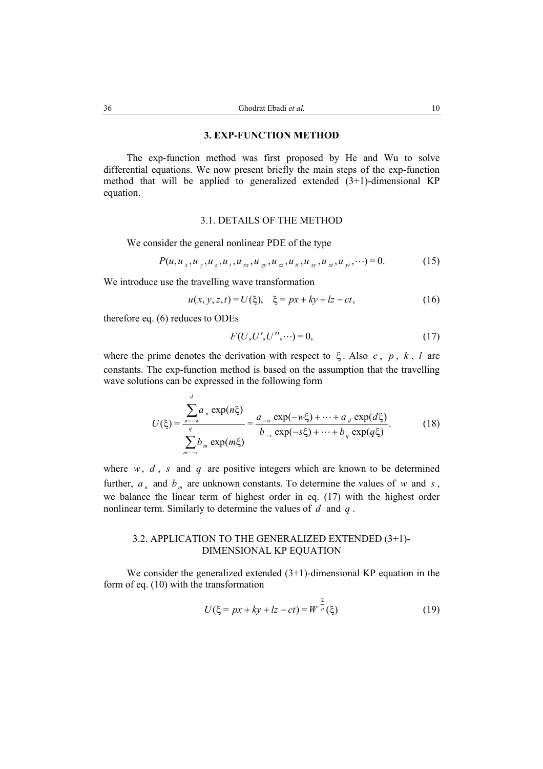## 3. EXP-FUNCTION METHOD

The exp-function method was first proposed by He and Wu to solve differential equations. We now present briefly the main steps of the exp-function method that will be applied to generalized extended (3+1)-dimensional KP equation.

### 3.1. DETAILS OF THE METHOD

We consider the general nonlinear PDE of the type

$$P(u,u_x,u_y,u_z,u_t,u_{xx},u_{yy},u_{zz},u_{tt},u_{xy},u_{xt},u_{yt},\cdots)=0. \tag{15}$$

We introduce use the travelling wave transformation

$$u(x,y,z,t)=U(\xi),\quad \xi=px+ky+lz-ct, \tag{16}$$

therefore eq. (6) reduces to ODEs

$$F(U,U',U'',\cdots)=0, \tag{17}$$

where the prime denotes the derivation with respect to $\xi$. Also $c$, $p$, $k$, $l$ are constants. The exp-function method is based on the assumption that the travelling wave solutions can be expressed in the following form

$$U(\xi)=\frac{\sum_{n=-w}^{d} a_n \exp(n\xi)}{\sum_{m=-s}^{q} b_m \exp(m\xi)}=\frac{a_{-w}\exp(-w\xi)+\cdots+a_d\exp(d\xi)}{b_{-s}\exp(-s\xi)+\cdots+b_q\exp(q\xi)}. \tag{18}$$

where $w$, $d$, $s$ and $q$ are positive integers which are known to be determined further, $a_n$ and $b_m$ are unknown constants. To determine the values of $w$ and $s$, we balance the linear term of highest order in eq. (17) with the highest order nonlinear term. Similarly to determine the values of $d$ and $q$.

### 3.2. APPLICATION TO THE GENERALIZED EXTENDED (3+1)-DIMENSIONAL KP EQUATION

We consider the generalized extended (3+1)-dimensional KP equation in the form of eq. (10) with the transformation

$$U(\xi=px+ky+lz-ct)=W^{\frac{2}{n}}(\xi) \tag{19}$$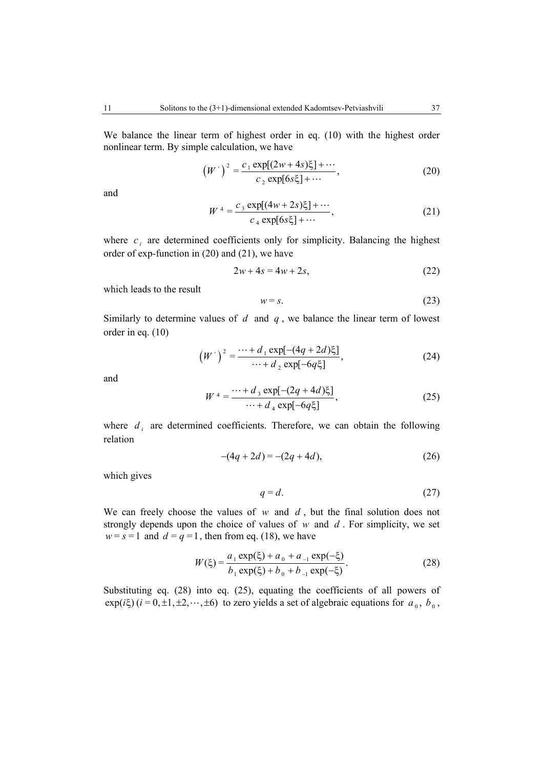We balance the linear term of highest order in eq. (10) with the highest order nonlinear term. By simple calculation, we have

$$\left(W^{\prime}\right)^{2}=\frac{c_{1}\exp[(2w+4s)\xi]+\cdots}{c_{2}\exp[6s\xi]+\cdots}, \tag{20}$$

and

$$W^{4}=\frac{c_{3}\exp[(4w+2s)\xi]+\cdots}{c_{4}\exp[6s\xi]+\cdots}, \tag{21}$$

where $c_i$ are determined coefficients only for simplicity. Balancing the highest order of exp-function in (20) and (21), we have

$$2w+4s=4w+2s, \tag{22}$$

which leads to the result

$$w=s. \tag{23}$$

Similarly to determine values of $d$ and $q$, we balance the linear term of lowest order in eq. (10)

$$\left(W^{\prime}\right)^{2}=\frac{\cdots+d_{1}\exp[-(4q+2d)\xi]}{\cdots+d_{2}\exp[-6q\xi]}, \tag{24}$$

and

$$W^{4}=\frac{\cdots+d_{3}\exp[-(2q+4d)\xi]}{\cdots+d_{4}\exp[-6q\xi]}, \tag{25}$$

where $d_i$ are determined coefficients. Therefore, we can obtain the following relation

$$-(4q+2d)=-(2q+4d), \tag{26}$$

which gives

$$q=d. \tag{27}$$

We can freely choose the values of $w$ and $d$, but the final solution does not strongly depends upon the choice of values of $w$ and $d$. For simplicity, we set $w=s=1$ and $d=q=1$, then from eq. (18), we have

$$W(\xi)=\frac{a_{1}\exp(\xi)+a_{0}+a_{-1}\exp(-\xi)}{b_{1}\exp(\xi)+b_{0}+b_{-1}\exp(-\xi)}. \tag{28}$$

Substituting eq. (28) into eq. (25), equating the coefficients of all powers of $\exp(i\xi)\,(i=0,\pm1,\pm2,\cdots,\pm6)$ to zero yields a set of algebraic equations for $a_0$, $b_0$,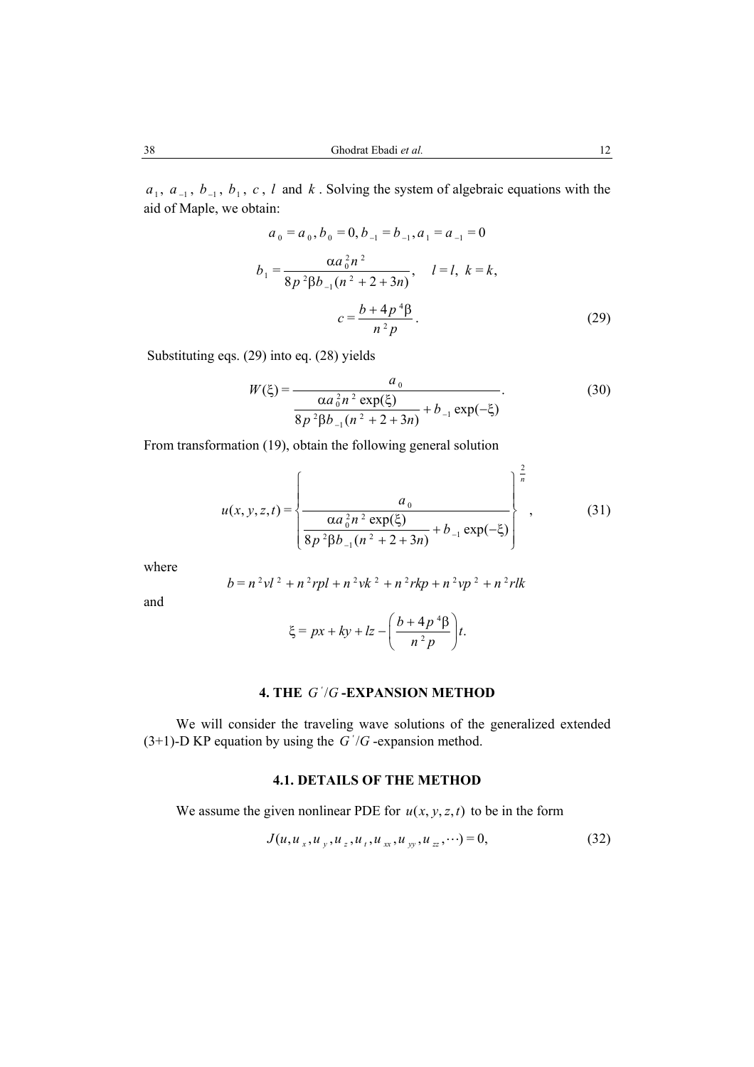$a_1$, $a_{-1}$, $b_{-1}$, $b_1$, $c$, $l$ and $k$. Solving the system of algebraic equations with the aid of Maple, we obtain:

$$a_0 = a_0, b_0 = 0, b_{-1} = b_{-1}, a_1 = a_{-1} = 0$$

$$b_1 = \frac{\alpha a_0^2 n^2}{8p^2 \beta b_{-1}(n^2 + 2 + 3n)}, \quad l = l, \; k = k,$$

$$c = \frac{b + 4p^4 \beta}{n^2 p}. \tag{29}$$

Substituting eqs. (29) into eq. (28) yields

$$W(\xi) = \frac{a_0}{\dfrac{\alpha a_0^2 n^2 \exp(\xi)}{8p^2 \beta b_{-1}(n^2 + 2 + 3n)} + b_{-1}\exp(-\xi)}. \tag{30}$$

From transformation (19), obtain the following general solution

$$u(x, y, z, t) = \left\{ \frac{a_0}{\dfrac{\alpha a_0^2 n^2 \exp(\xi)}{8p^2 \beta b_{-1}(n^2 + 2 + 3n)} + b_{-1}\exp(-\xi)} \right\}^{\frac{2}{n}}, \tag{31}$$

where

$$b = n^2 v l^2 + n^2 r p l + n^2 v k^2 + n^2 r k p + n^2 v p^2 + n^2 r l k$$

and

$$\xi = px + ky + lz - \left( \frac{b + 4p^4 \beta}{n^2 p} \right) t.$$

## 4. THE $G'/G$-EXPANSION METHOD

We will consider the traveling wave solutions of the generalized extended (3+1)-D KP equation by using the $G'/G$-expansion method.

### 4.1. DETAILS OF THE METHOD

We assume the given nonlinear PDE for $u(x, y, z, t)$ to be in the form

$$J(u, u_x, u_y, u_z, u_t, u_{xx}, u_{yy}, u_{zz}, \cdots) = 0, \tag{32}$$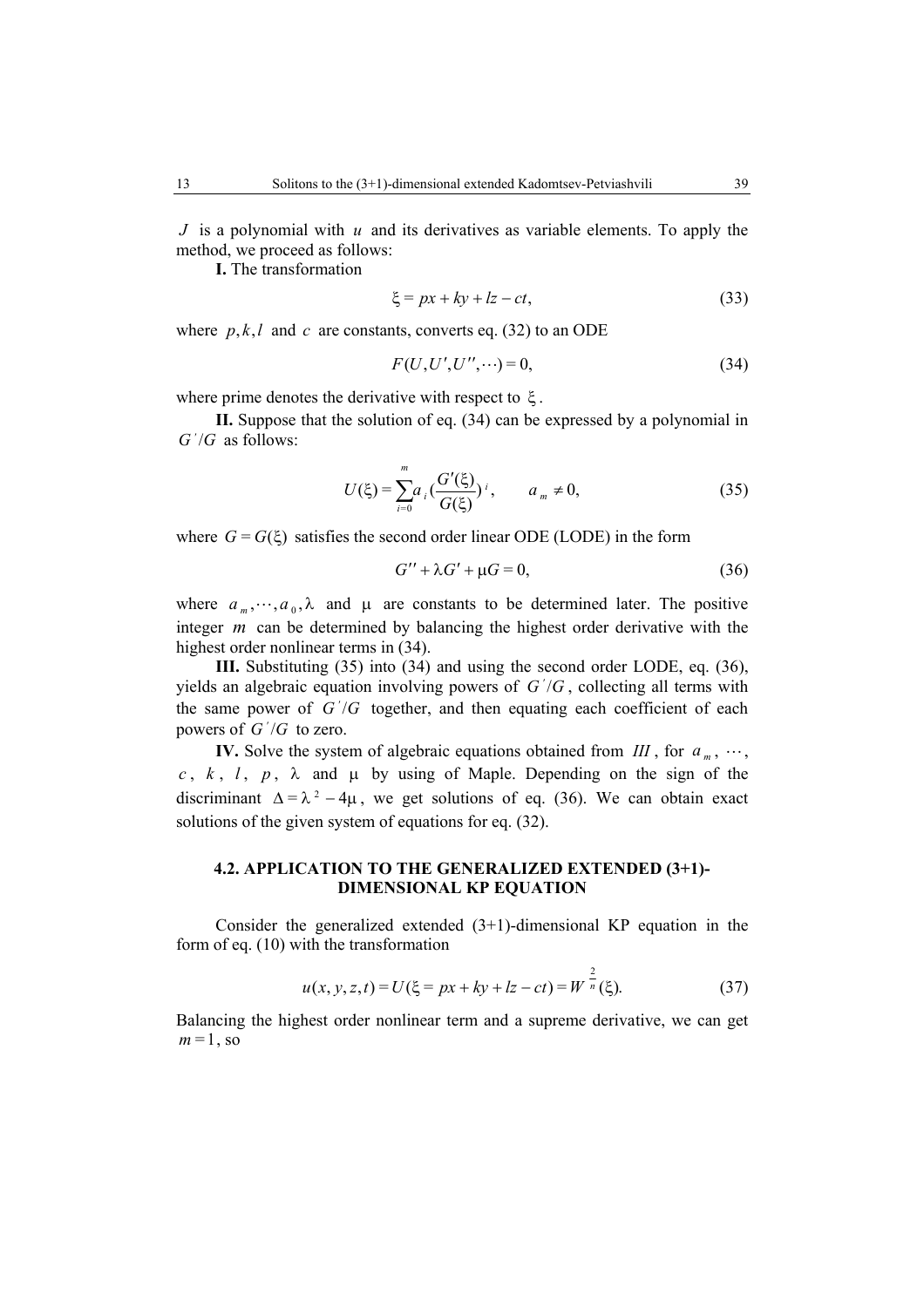$J$ is a polynomial with $u$ and its derivatives as variable elements. To apply the method, we proceed as follows:

**I.** The transformation

$$\xi = px + ky + lz - ct, \tag{33}$$

where $p, k, l$ and $c$ are constants, converts eq. (32) to an ODE

$$F(U, U', U'', \cdots) = 0, \tag{34}$$

where prime denotes the derivative with respect to $\xi$.

**II.** Suppose that the solution of eq. (34) can be expressed by a polynomial in $G'/G$ as follows:

$$U(\xi) = \sum_{i=0}^{m} a_i \left(\frac{G'(\xi)}{G(\xi)}\right)^i, \qquad a_m \neq 0, \tag{35}$$

where $G = G(\xi)$ satisfies the second order linear ODE (LODE) in the form

$$G'' + \lambda G' + \mu G = 0, \tag{36}$$

where $a_m, \cdots, a_0, \lambda$ and $\mu$ are constants to be determined later. The positive integer $m$ can be determined by balancing the highest order derivative with the highest order nonlinear terms in (34).

**III.** Substituting (35) into (34) and using the second order LODE, eq. (36), yields an algebraic equation involving powers of $G'/G$, collecting all terms with the same power of $G'/G$ together, and then equating each coefficient of each powers of $G'/G$ to zero.

**IV.** Solve the system of algebraic equations obtained from $III$, for $a_m$, $\cdots$, $c$, $k$, $l$, $p$, $\lambda$ and $\mu$ by using of Maple. Depending on the sign of the discriminant $\Delta = \lambda^2 - 4\mu$, we get solutions of eq. (36). We can obtain exact solutions of the given system of equations for eq. (32).

### 4.2. APPLICATION TO THE GENERALIZED EXTENDED (3+1)-DIMENSIONAL KP EQUATION

Consider the generalized extended (3+1)-dimensional KP equation in the form of eq. (10) with the transformation

$$u(x, y, z, t) = U(\xi = px + ky + lz - ct) = W^{\frac{2}{n}}(\xi). \tag{37}$$

Balancing the highest order nonlinear term and a supreme derivative, we can get $m = 1$, so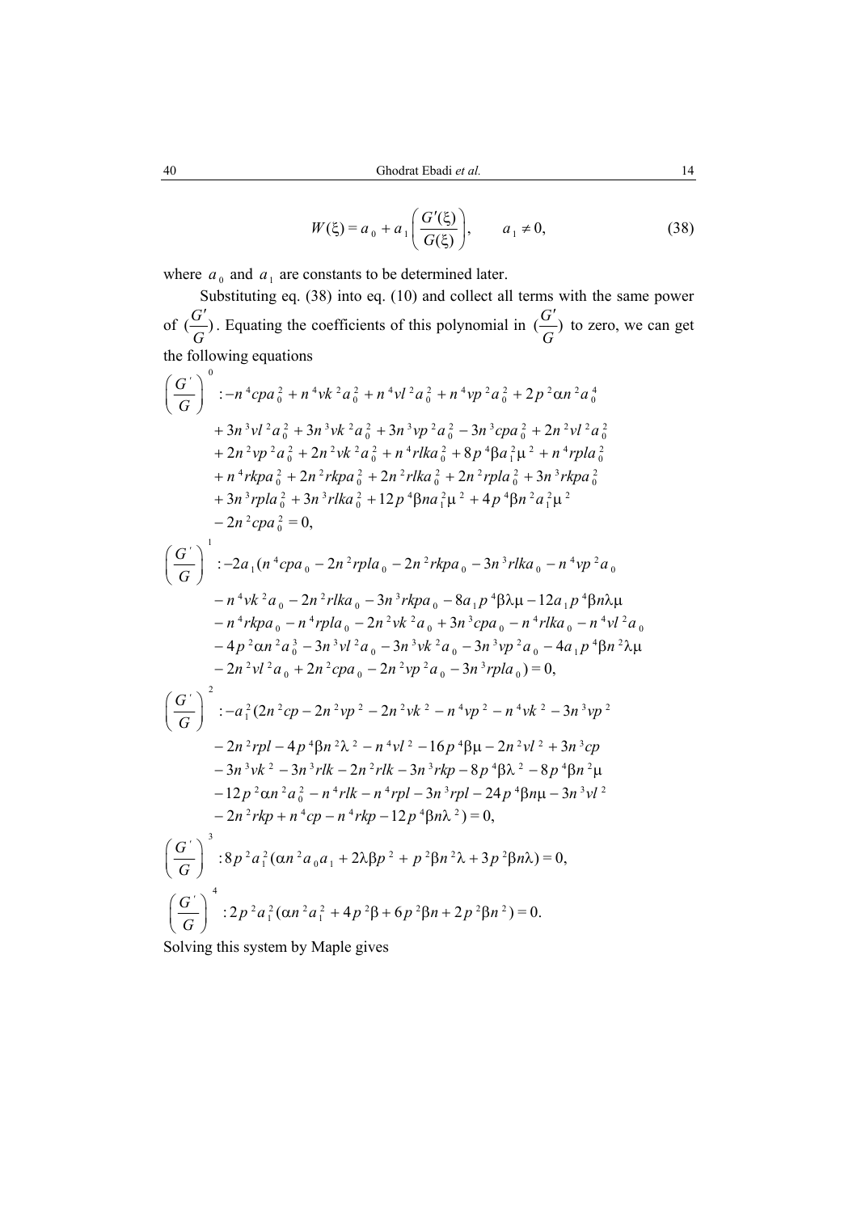$$W(\xi) = a_0 + a_1\left(\frac{G'(\xi)}{G(\xi)}\right), \qquad a_1 \neq 0, \tag{38}$$

where $a_0$ and $a_1$ are constants to be determined later.

Substituting eq. (38) into eq. (10) and collect all terms with the same power of $(\frac{G'}{G})$. Equating the coefficients of this polynomial in $(\frac{G'}{G})$ to zero, we can get the following equations

$$\begin{aligned}
\left(\frac{G'}{G}\right)^0 :& -n^4cpa_0^2 + n^4vk^2a_0^2 + n^4vl^2a_0^2 + n^4vp^2a_0^2 + 2p^2\alpha n^2a_0^4 \\
&+ 3n^3vl^2a_0^2 + 3n^3vk^2a_0^2 + 3n^3vp^2a_0^2 - 3n^3cpa_0^2 + 2n^2vl^2a_0^2 \\
&+ 2n^2vp^2a_0^2 + 2n^2vk^2a_0^2 + n^4rlka_0^2 + 8p^4\beta a_1^2\mu^2 + n^4rpla_0^2 \\
&+ n^4rkpa_0^2 + 2n^2rkpa_0^2 + 2n^2rlka_0^2 + 2n^2rpla_0^2 + 3n^3rkpa_0^2 \\
&+ 3n^3rpla_0^2 + 3n^3rlka_0^2 + 12p^4\beta na_1^2\mu^2 + 4p^4\beta n^2a_1^2\mu^2 \\
&- 2n^2cpa_0^2 = 0,
\end{aligned}$$

$$\begin{aligned}
\left(\frac{G'}{G}\right)^1 :& -2a_1(n^4cpa_0 - 2n^2rpla_0 - 2n^2rkpa_0 - 3n^3rlka_0 - n^4vp^2a_0 \\
&- n^4vk^2a_0 - 2n^2rlka_0 - 3n^3rkpa_0 - 8a_1p^4\beta\lambda\mu - 12a_1p^4\beta n\lambda\mu \\
&- n^4rkpa_0 - n^4rpla_0 - 2n^2vk^2a_0 + 3n^3cpa_0 - n^4rlka_0 - n^4vl^2a_0 \\
&- 4p^2\alpha n^2a_0^3 - 3n^3vl^2a_0 - 3n^3vk^2a_0 - 3n^3vp^2a_0 - 4a_1p^4\beta n^2\lambda\mu \\
&- 2n^2vl^2a_0 + 2n^2cpa_0 - 2n^2vp^2a_0 - 3n^3rpla_0) = 0,
\end{aligned}$$

$$\begin{aligned}
\left(\frac{G'}{G}\right)^2 :& -a_1^2(2n^2cp - 2n^2vp^2 - 2n^2vk^2 - n^4vp^2 - n^4vk^2 - 3n^3vp^2 \\
&- 2n^2rpl - 4p^4\beta n^2\lambda^2 - n^4vl^2 - 16p^4\beta\mu - 2n^2vl^2 + 3n^3cp \\
&- 3n^3vk^2 - 3n^3rlk - 2n^2rlk - 3n^3rkp - 8p^4\beta\lambda^2 - 8p^4\beta n^2\mu \\
&- 12p^2\alpha n^2a_0^2 - n^4rlk - n^4rpl - 3n^3rpl - 24p^4\beta n\mu - 3n^3vl^2 \\
&- 2n^2rkp + n^4cp - n^4rkp - 12p^4\beta n\lambda^2) = 0,
\end{aligned}$$

$$\left(\frac{G'}{G}\right)^3 : 8p^2a_1^2(\alpha n^2a_0a_1 + 2\lambda\beta p^2 + p^2\beta n^2\lambda + 3p^2\beta n\lambda) = 0,$$

$$\left(\frac{G'}{G}\right)^4 : 2p^2a_1^2(\alpha n^2a_1^2 + 4p^2\beta + 6p^2\beta n + 2p^2\beta n^2) = 0.$$

Solving this system by Maple gives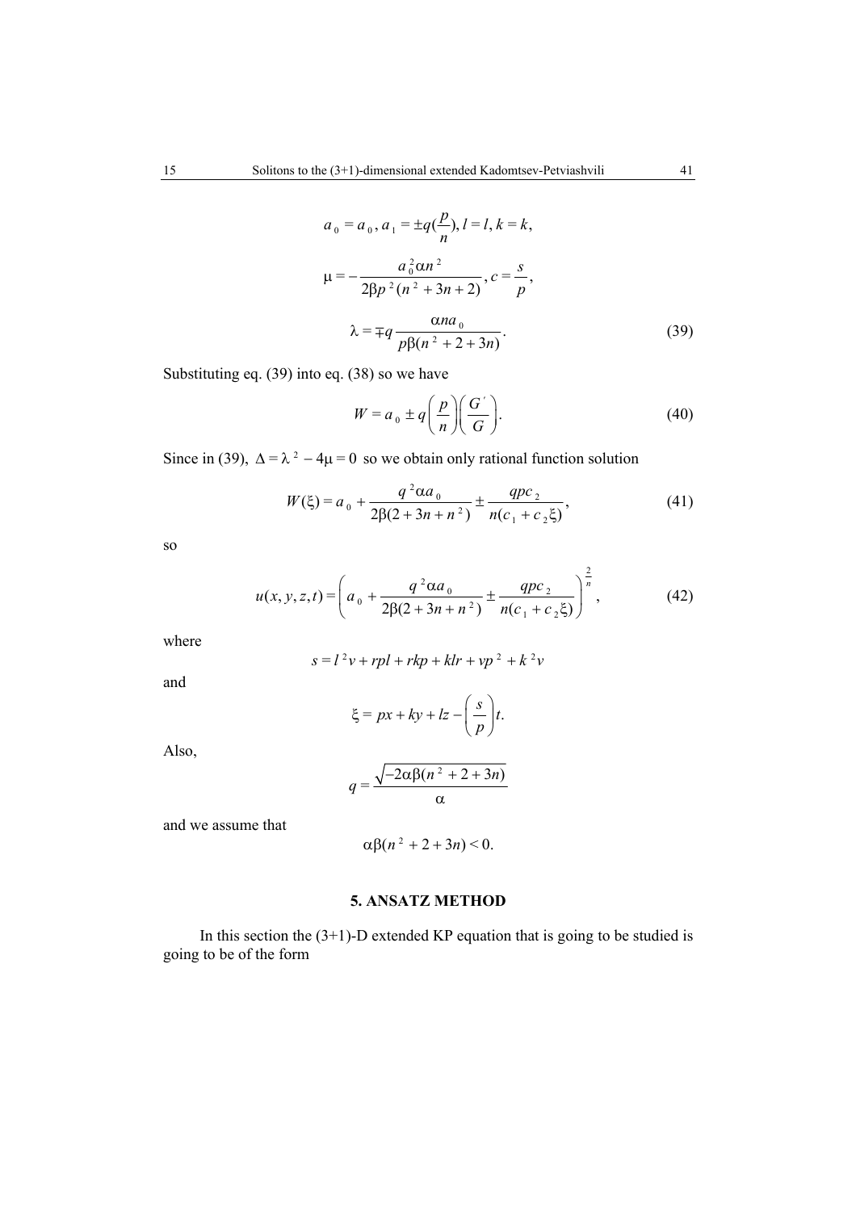$$a_0 = a_0,\, a_1 = \pm q(\frac{p}{n}),\, l = l,\, k = k,$$

$$\mu = -\frac{a_0^2 \alpha n^2}{2\beta p^2 (n^2 + 3n + 2)},\, c = \frac{s}{p},$$

$$\lambda = \mp q \frac{\alpha n a_0}{p\beta(n^2 + 2 + 3n)}. \tag{39}$$

Substituting eq. (39) into eq. (38) so we have

$$W = a_0 \pm q\left(\frac{p}{n}\right)\left(\frac{G'}{G}\right). \tag{40}$$

Since in (39), $\Delta = \lambda^2 - 4\mu = 0$ so we obtain only rational function solution

$$W(\xi) = a_0 + \frac{q^2 \alpha a_0}{2\beta(2 + 3n + n^2)} \pm \frac{qpc_2}{n(c_1 + c_2\xi)}, \tag{41}$$

so

$$u(x, y, z, t) = \left(a_0 + \frac{q^2 \alpha a_0}{2\beta(2 + 3n + n^2)} \pm \frac{qpc_2}{n(c_1 + c_2\xi)}\right)^{\frac{2}{n}}, \tag{42}$$

where

$$s = l^2 v + rpl + rkp + klr + vp^2 + k^2 v$$

and

$$\xi = px + ky + lz - \left(\frac{s}{p}\right)t.$$

Also,

$$q = \frac{\sqrt{-2\alpha\beta(n^2 + 2 + 3n)}}{\alpha}$$

and we assume that

$$\alpha\beta(n^2 + 2 + 3n) < 0.$$

## 5. ANSATZ METHOD

In this section the (3+1)-D extended KP equation that is going to be studied is going to be of the form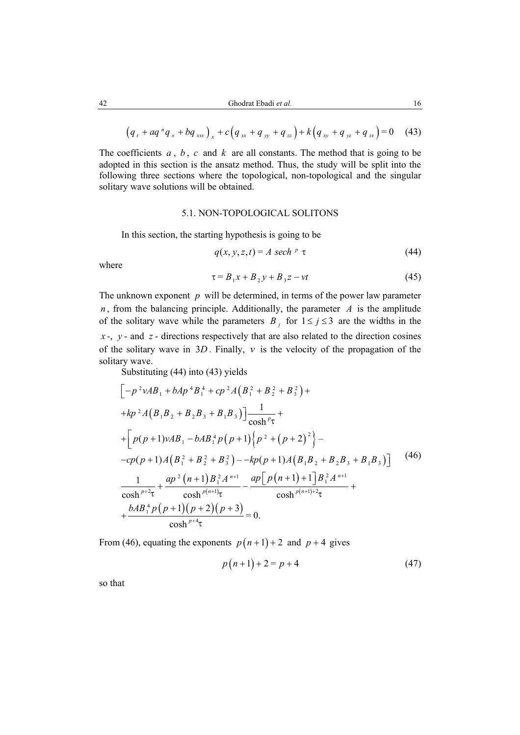$$\left(q_t + aq^n q_x + bq_{xxx}\right)_x + c\left(q_{xx} + q_{yy} + q_{zz}\right) + k\left(q_{xy} + q_{yz} + q_{zx}\right) = 0 \quad (43)$$

The coefficients $a$, $b$, $c$ and $k$ are all constants. The method that is going to be adopted in this section is the ansatz method. Thus, the study will be split into the following three sections where the topological, non-topological and the singular solitary wave solutions will be obtained.

### 5.1. NON-TOPOLOGICAL SOLITONS

In this section, the starting hypothesis is going to be

$$q(x,y,z,t) = A\, sech^{\,p}\, \tau \quad (44)$$

where

$$\tau = B_1 x + B_2 y + B_3 z - vt \quad (45)$$

The unknown exponent $p$ will be determined, in terms of the power law parameter $n$, from the balancing principle. Additionally, the parameter $A$ is the amplitude of the solitary wave while the parameters $B_j$ for $1 \le j \le 3$ are the widths in the $x$-, $y$- and $z$- directions respectively that are also related to the direction cosines of the solitary wave in $3D$. Finally, $v$ is the velocity of the propagation of the solitary wave.

Substituting (44) into (43) yields

$$\begin{aligned}
&\Big[-p^2 vAB_1 + bAp^4B_1^4 + cp^2A\left(B_1^2 + B_2^2 + B_3^2\right) + \\
&+kp^2A\left(B_1B_2 + B_2B_3 + B_1B_3\right)\Big]\frac{1}{\cosh^p\tau} + \\
&+\Big[p(p+1)vAB_1 - bAB_1^4 p\left(p+1\right)\left\{p^2 + \left(p+2\right)^2\right\} - \\
&-cp(p+1)A\left(B_1^2 + B_2^2 + B_3^2\right) - -kp(p+1)A\left(B_1B_2 + B_2B_3 + B_1B_3\right)\Big] \\
&\frac{1}{\cosh^{p+2}\tau} + \frac{ap^2\left(n+1\right)B_1^2A^{n+1}}{\cosh^{p(n+1)}\tau} - \frac{ap\left[p\left(n+1\right)+1\right]B_1^2A^{n+1}}{\cosh^{p(n+1)+2}\tau} + \\
&+\frac{bAB_1^4 p\left(p+1\right)\left(p+2\right)\left(p+3\right)}{\cosh^{p+4}\tau} = 0.
\end{aligned} \quad (46)$$

From (46), equating the exponents $p\left(n+1\right)+2$ and $p+4$ gives

$$p\left(n+1\right) + 2 = p + 4 \quad (47)$$

so that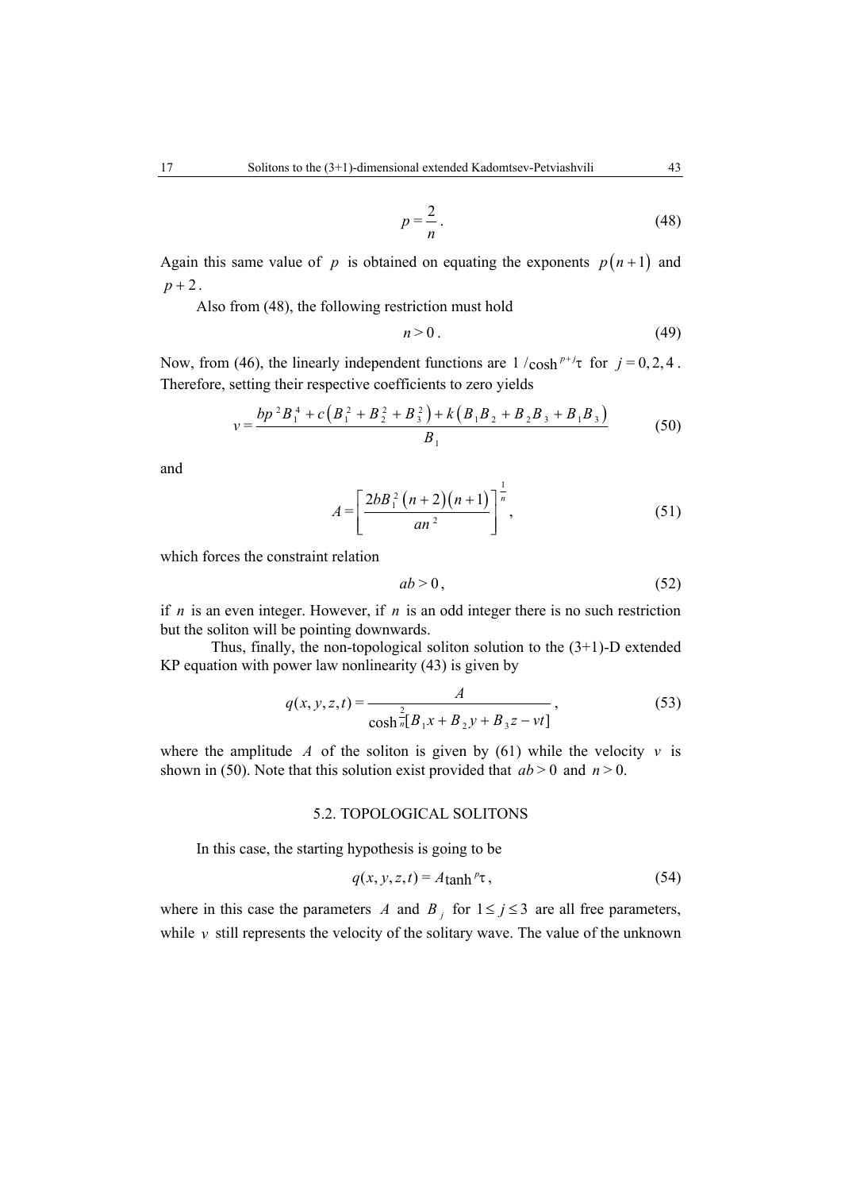$$p = \frac{2}{n}. \tag{48}$$

Again this same value of $p$ is obtained on equating the exponents $p(n+1)$ and $p+2$.

Also from (48), the following restriction must hold

$$n > 0. \tag{49}$$

Now, from (46), the linearly independent functions are $1/\cosh^{p+j}\tau$ for $j = 0, 2, 4$. Therefore, setting their respective coefficients to zero yields

$$v = \frac{bp^2 B_1^4 + c\left(B_1^2 + B_2^2 + B_3^2\right) + k\left(B_1 B_2 + B_2 B_3 + B_1 B_3\right)}{B_1} \tag{50}$$

and

$$A = \left[\frac{2bB_1^2\left(n+2\right)\left(n+1\right)}{an^2}\right]^{\frac{1}{n}}, \tag{51}$$

which forces the constraint relation

$$ab > 0, \tag{52}$$

if $n$ is an even integer. However, if $n$ is an odd integer there is no such restriction but the soliton will be pointing downwards.

Thus, finally, the non-topological soliton solution to the (3+1)-D extended KP equation with power law nonlinearity (43) is given by

$$q(x,y,z,t) = \frac{A}{\cosh^{\frac{2}{n}}[B_1 x + B_2 y + B_3 z - vt]}, \tag{53}$$

where the amplitude $A$ of the soliton is given by (61) while the velocity $v$ is shown in (50). Note that this solution exist provided that $ab > 0$ and $n > 0$.

## 5.2. TOPOLOGICAL SOLITONS

In this case, the starting hypothesis is going to be

$$q(x,y,z,t) = A\tanh^p\tau, \tag{54}$$

where in this case the parameters $A$ and $B_j$ for $1 \le j \le 3$ are all free parameters, while $v$ still represents the velocity of the solitary wave. The value of the unknown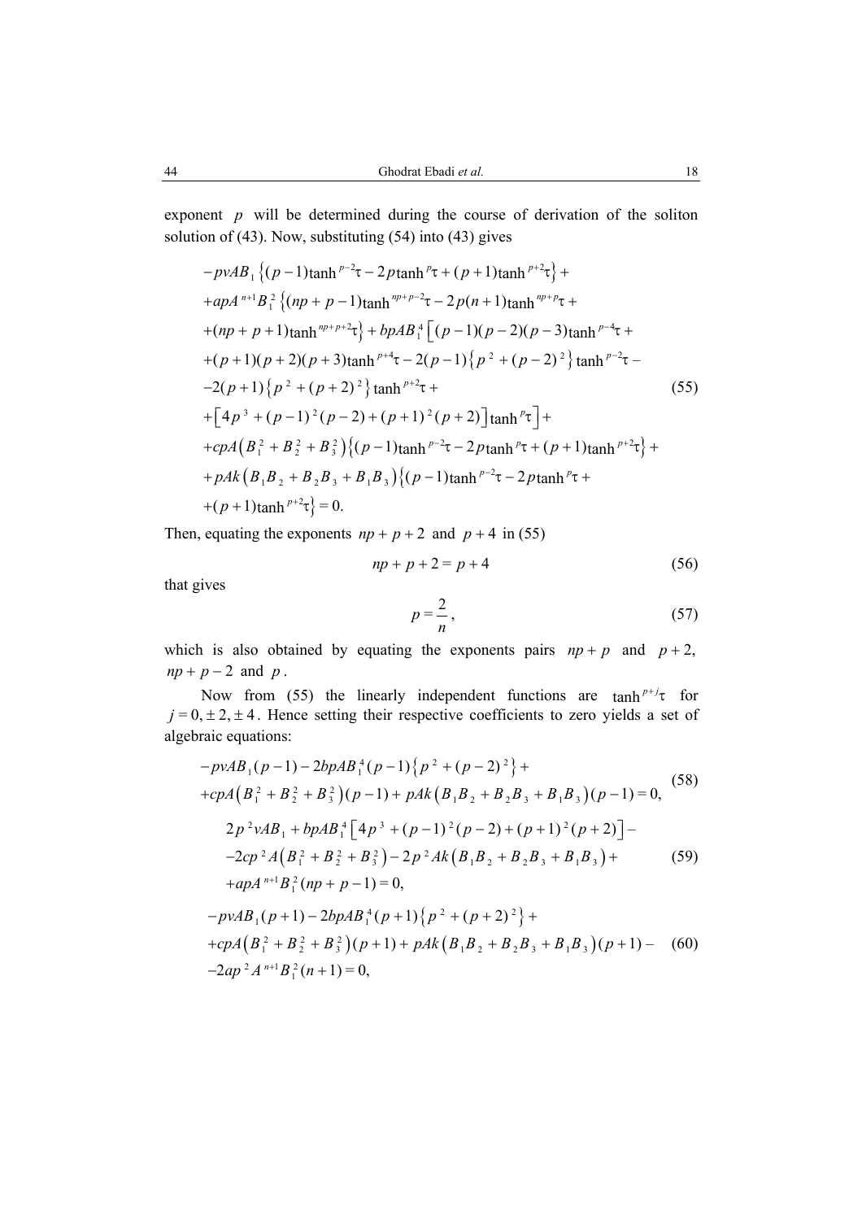exponent $p$ will be determined during the course of derivation of the soliton solution of (43). Now, substituting (54) into (43) gives

$$
\begin{aligned}
&-pvAB_1\left\{(p-1)\tanh^{p-2}\tau - 2p\tanh^{p}\tau + (p+1)\tanh^{p+2}\tau\right\} + \\
&+apA^{n+1}B_1^2\left\{(np+p-1)\tanh^{np+p-2}\tau - 2p(n+1)\tanh^{np+p}\tau + \right.\\
&\left.+(np+p+1)\tanh^{np+p+2}\tau\right\} + bpAB_1^4\left[(p-1)(p-2)(p-3)\tanh^{p-4}\tau + \right.\\
&+(p+1)(p+2)(p+3)\tanh^{p+4}\tau - 2(p-1)\left\{p^2+(p-2)^2\right\}\tanh^{p-2}\tau - \\
&-2(p+1)\left\{p^2+(p+2)^2\right\}\tanh^{p+2}\tau + \\
&\left.+\left[4p^3+(p-1)^2(p-2)+(p+1)^2(p+2)\right]\tanh^{p}\tau\right] + \\
&+cpA\left(B_1^2+B_2^2+B_3^2\right)\left\{(p-1)\tanh^{p-2}\tau - 2p\tanh^{p}\tau + (p+1)\tanh^{p+2}\tau\right\} + \\
&+pAk\left(B_1B_2+B_2B_3+B_1B_3\right)\left\{(p-1)\tanh^{p-2}\tau - 2p\tanh^{p}\tau + \right.\\
&\left.+(p+1)\tanh^{p+2}\tau\right\} = 0.
\end{aligned}
\tag{55}
$$

Then, equating the exponents $np+p+2$ and $p+4$ in (55)

$$np+p+2 = p+4 \tag{56}$$

that gives

$$p = \frac{2}{n}, \tag{57}$$

which is also obtained by equating the exponents pairs $np+p$ and $p+2$, $np+p-2$ and $p$.

Now from (55) the linearly independent functions are $\tanh^{p+j}\tau$ for $j = 0, \pm 2, \pm 4$. Hence setting their respective coefficients to zero yields a set of algebraic equations:

$$
\begin{aligned}
&-pvAB_1(p-1) - 2bpAB_1^4(p-1)\left\{p^2+(p-2)^2\right\} + \\
&+cpA\left(B_1^2+B_2^2+B_3^2\right)(p-1) + pAk\left(B_1B_2+B_2B_3+B_1B_3\right)(p-1) = 0,
\end{aligned}
\tag{58}
$$

$$
\begin{aligned}
&2p^2vAB_1 + bpAB_1^4\left[4p^3+(p-1)^2(p-2)+(p+1)^2(p+2)\right] - \\
&-2cp^2A\left(B_1^2+B_2^2+B_3^2\right) - 2p^2Ak\left(B_1B_2+B_2B_3+B_1B_3\right) + \\
&+apA^{n+1}B_1^2(np+p-1) = 0,
\end{aligned}
\tag{59}
$$

$$
\begin{aligned}
&-pvAB_1(p+1) - 2bpAB_1^4(p+1)\left\{p^2+(p+2)^2\right\} + \\
&+cpA\left(B_1^2+B_2^2+B_3^2\right)(p+1) + pAk\left(B_1B_2+B_2B_3+B_1B_3\right)(p+1) - \\
&-2ap^2A^{n+1}B_1^2(n+1) = 0,
\end{aligned}
\tag{60}
$$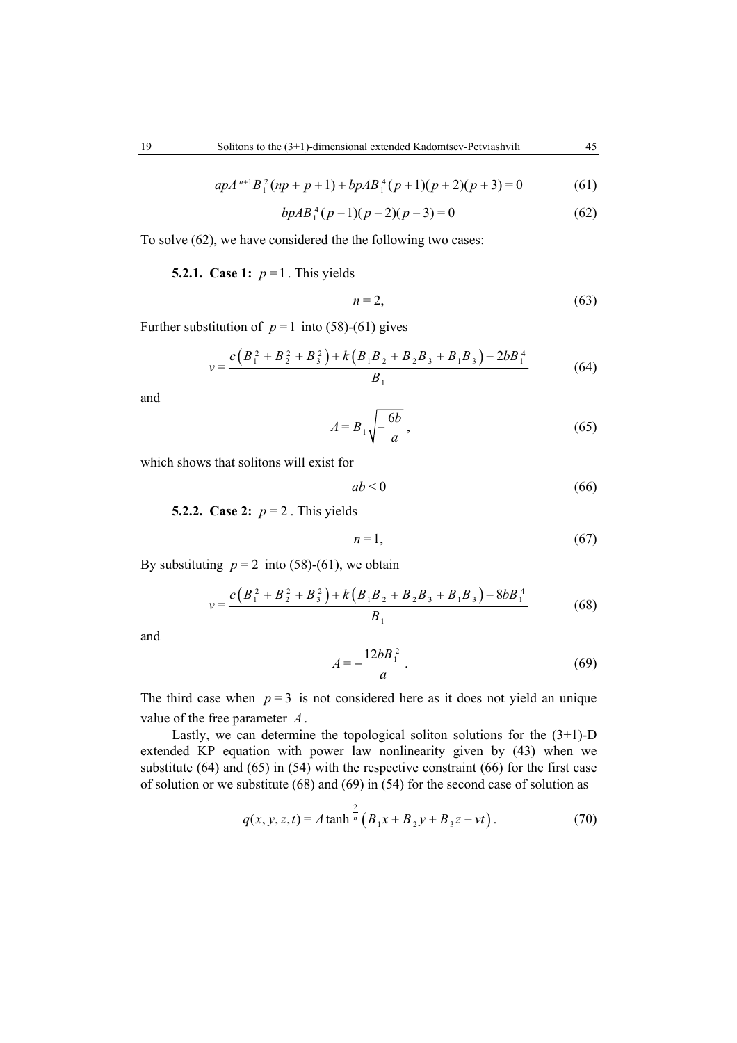$$apA^{n+1}B_1^2(np+p+1)+bpAB_1^4(p+1)(p+2)(p+3)=0 \tag{61}$$

$$bpAB_1^4(p-1)(p-2)(p-3)=0 \tag{62}$$

To solve (62), we have considered the the following two cases:

**5.2.1. Case 1:** $p=1$. This yields

$$n=2, \tag{63}$$

Further substitution of $p=1$ into (58)-(61) gives

$$v=\frac{c\left(B_1^2+B_2^2+B_3^2\right)+k\left(B_1B_2+B_2B_3+B_1B_3\right)-2bB_1^4}{B_1} \tag{64}$$

and

$$A=B_1\sqrt{-\frac{6b}{a}}, \tag{65}$$

which shows that solitons will exist for

$$ab<0 \tag{66}$$

**5.2.2. Case 2:** $p=2$. This yields

$$n=1, \tag{67}$$

By substituting $p=2$ into (58)-(61), we obtain

$$v=\frac{c\left(B_1^2+B_2^2+B_3^2\right)+k\left(B_1B_2+B_2B_3+B_1B_3\right)-8bB_1^4}{B_1} \tag{68}$$

and

$$A=-\frac{12bB_1^2}{a}. \tag{69}$$

The third case when $p=3$ is not considered here as it does not yield an unique value of the free parameter $A$.

Lastly, we can determine the topological soliton solutions for the (3+1)-D extended KP equation with power law nonlinearity given by (43) when we substitute (64) and (65) in (54) with the respective constraint (66) for the first case of solution or we substitute (68) and (69) in (54) for the second case of solution as

$$q(x,y,z,t)=A\tanh^{\frac{2}{n}}\left(B_1x+B_2y+B_3z-vt\right). \tag{70}$$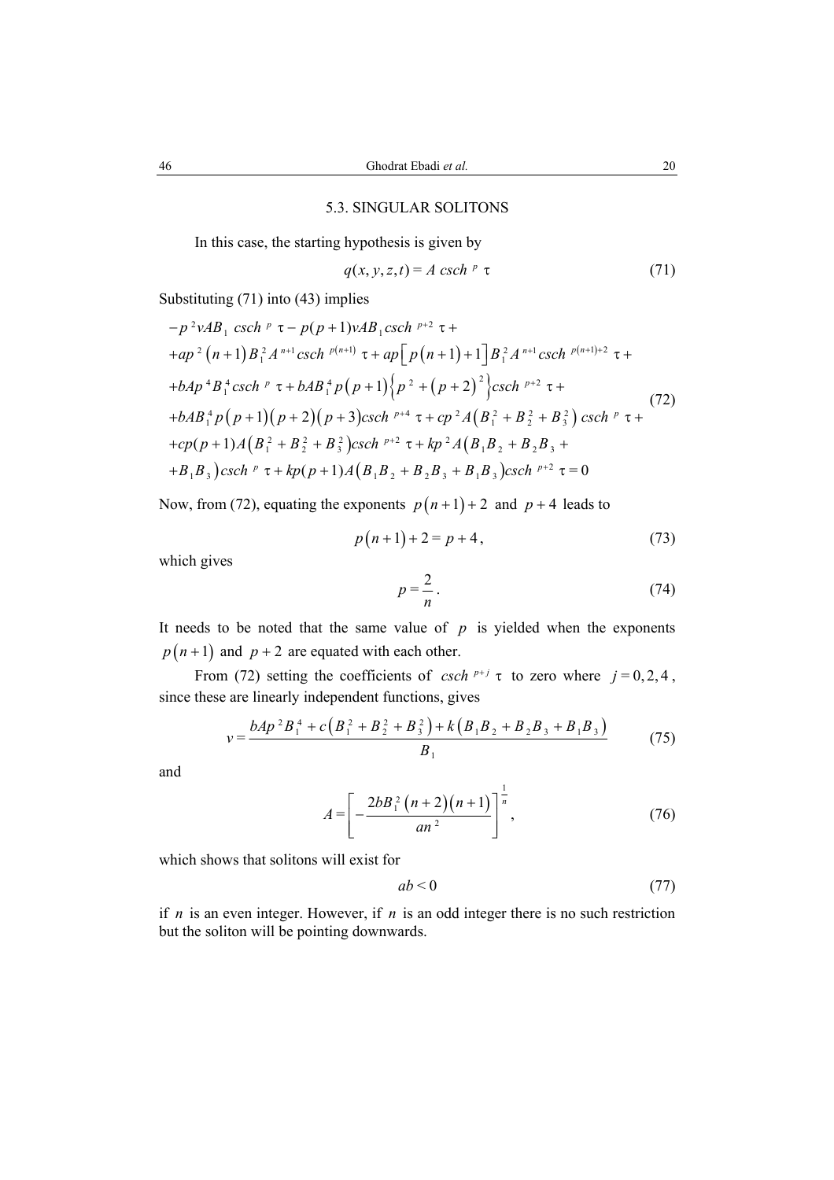### 5.3. SINGULAR SOLITONS

In this case, the starting hypothesis is given by

$$q(x, y, z, t) = A \, csch^{\,p} \, \tau \tag{71}$$

Substituting (71) into (43) implies

$$\begin{aligned}
&-p^2 vAB_1 \, csch^{\,p} \, \tau - p(p+1)vAB_1 csch^{\,p+2} \, \tau + \\
&+ap^2\left(n+1\right)B_1^2 A^{n+1} csch^{\,p(n+1)} \, \tau + ap\left[p\left(n+1\right)+1\right]B_1^2 A^{n+1} csch^{\,p(n+1)+2} \, \tau + \\
&+bAp^4 B_1^4 csch^{\,p} \, \tau + bAB_1^4 p\left(p+1\right)\left\{p^2+\left(p+2\right)^2\right\}csch^{\,p+2} \, \tau + \\
&+bAB_1^4 p\left(p+1\right)\left(p+2\right)\left(p+3\right)csch^{\,p+4} \, \tau + cp^2 A\left(B_1^2+B_2^2+B_3^2\right) csch^{\,p} \, \tau + \\
&+cp(p+1)A\left(B_1^2+B_2^2+B_3^2\right)csch^{\,p+2} \, \tau + kp^2 A\left(B_1B_2+B_2B_3+\right. \\
&\left.+B_1B_3\right)csch^{\,p} \, \tau + kp(p+1)A\left(B_1B_2+B_2B_3+B_1B_3\right)csch^{\,p+2} \, \tau = 0
\end{aligned} \tag{72}$$

Now, from (72), equating the exponents $p\left(n+1\right)+2$ and $p+4$ leads to

$$p\left(n+1\right)+2 = p+4, \tag{73}$$

which gives

$$p = \frac{2}{n}. \tag{74}$$

It needs to be noted that the same value of $p$ is yielded when the exponents $p\left(n+1\right)$ and $p+2$ are equated with each other.

From (72) setting the coefficients of $csch^{\,p+j} \, \tau$ to zero where $j = 0, 2, 4$, since these are linearly independent functions, gives

$$v = \frac{bAp^2 B_1^4 + c\left(B_1^2+B_2^2+B_3^2\right) + k\left(B_1B_2+B_2B_3+B_1B_3\right)}{B_1} \tag{75}$$

and

$$A = \left[-\frac{2bB_1^2\left(n+2\right)\left(n+1\right)}{an^2}\right]^{\frac{1}{n}}, \tag{76}$$

which shows that solitons will exist for

$$ab < 0 \tag{77}$$

if $n$ is an even integer. However, if $n$ is an odd integer there is no such restriction but the soliton will be pointing downwards.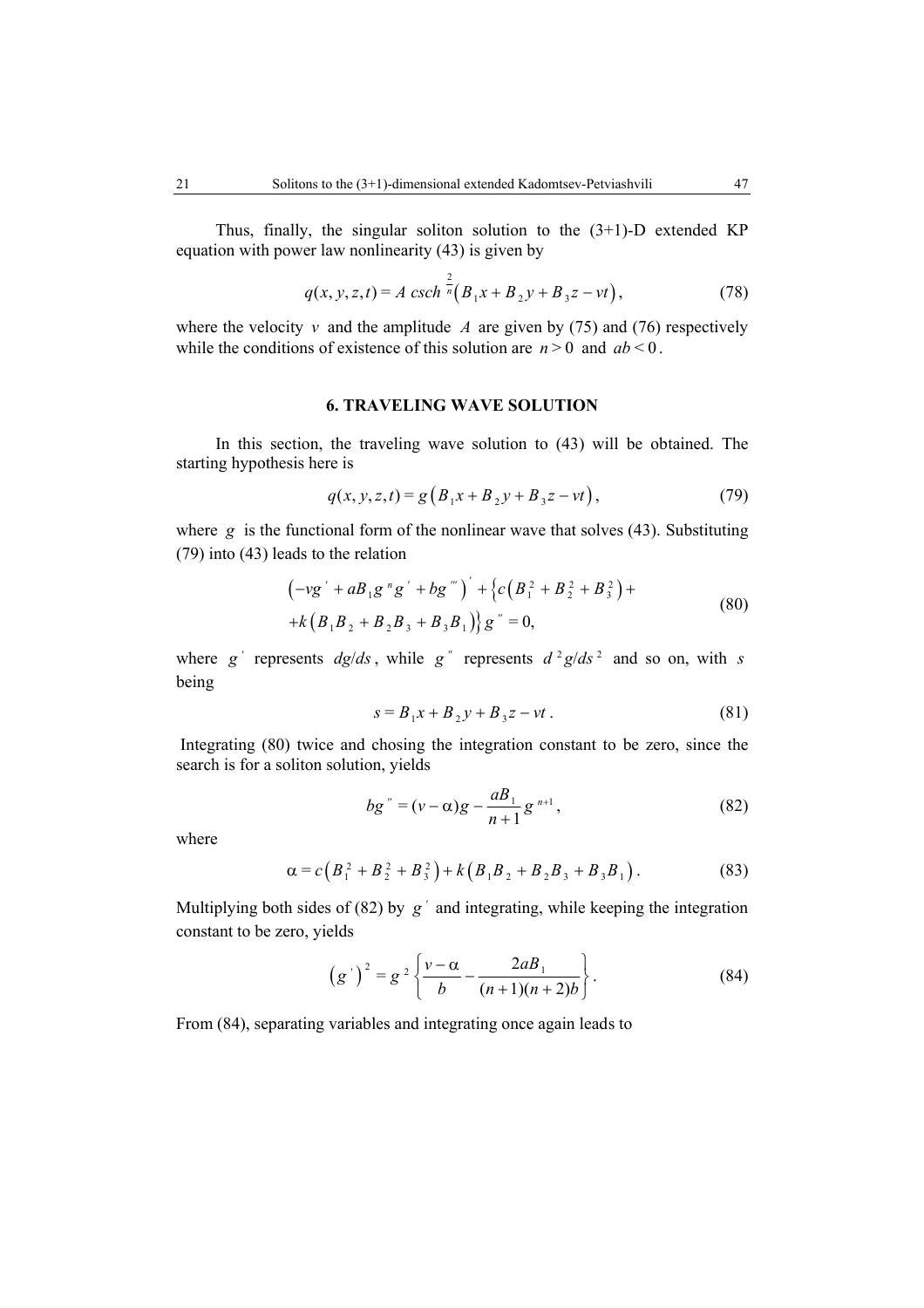Thus, finally, the singular soliton solution to the (3+1)-D extended KP equation with power law nonlinearity (43) is given by

$$q(x,y,z,t) = A\, csch^{\frac{2}{n}}\left(B_1 x + B_2 y + B_3 z - vt\right), \tag{78}$$

where the velocity $v$ and the amplitude $A$ are given by (75) and (76) respectively while the conditions of existence of this solution are $n > 0$ and $ab < 0$.

## 6. TRAVELING WAVE SOLUTION

In this section, the traveling wave solution to (43) will be obtained. The starting hypothesis here is

$$q(x,y,z,t) = g\left(B_1 x + B_2 y + B_3 z - vt\right), \tag{79}$$

where $g$ is the functional form of the nonlinear wave that solves (43). Substituting (79) into (43) leads to the relation

$$\begin{aligned}&\left(-vg' + aB_1 g^n g' + bg'''\right)' + \left\{c\left(B_1^2 + B_2^2 + B_3^2\right) + \right.\\ &\left.+k\left(B_1 B_2 + B_2 B_3 + B_3 B_1\right)\right\} g'' = 0,\end{aligned} \tag{80}$$

where $g'$ represents $dg/ds$, while $g''$ represents $d^2 g/ds^2$ and so on, with $s$ being

$$s = B_1 x + B_2 y + B_3 z - vt. \tag{81}$$

Integrating (80) twice and chosing the integration constant to be zero, since the search is for a soliton solution, yields

$$bg'' = (v - \alpha) g - \frac{aB_1}{n+1} g^{n+1}, \tag{82}$$

where

$$\alpha = c\left(B_1^2 + B_2^2 + B_3^2\right) + k\left(B_1 B_2 + B_2 B_3 + B_3 B_1\right). \tag{83}$$

Multiplying both sides of (82) by $g'$ and integrating, while keeping the integration constant to be zero, yields

$$\left(g'\right)^2 = g^2 \left\{\frac{v-\alpha}{b} - \frac{2aB_1}{(n+1)(n+2)b}\right\}. \tag{84}$$

From (84), separating variables and integrating once again leads to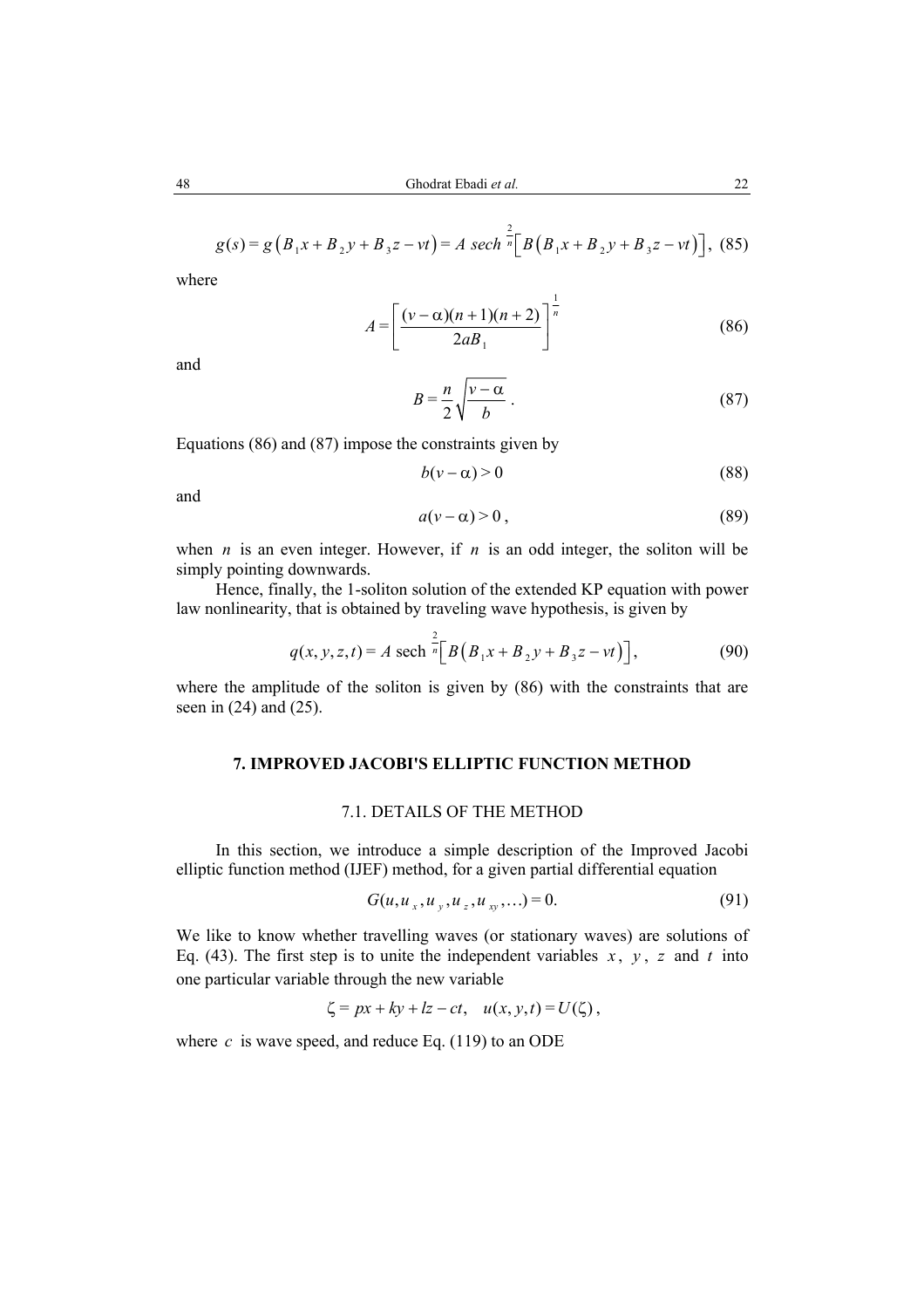$$g(s) = g\left(B_1x + B_2y + B_3z - vt\right) = A\ sech^{\frac{2}{n}}\left[B\left(B_1x + B_2y + B_3z - vt\right)\right], \quad (85)$$

where

$$A = \left[\frac{(v-\alpha)(n+1)(n+2)}{2aB_1}\right]^{\frac{1}{n}} \quad (86)$$

and

$$B = \frac{n}{2}\sqrt{\frac{v-\alpha}{b}}. \quad (87)$$

Equations (86) and (87) impose the constraints given by

$$b(v-\alpha) > 0 \quad (88)$$

and

$$a(v-\alpha) > 0, \quad (89)$$

when $n$ is an even integer. However, if $n$ is an odd integer, the soliton will be simply pointing downwards.

Hence, finally, the 1-soliton solution of the extended KP equation with power law nonlinearity, that is obtained by traveling wave hypothesis, is given by

$$q(x,y,z,t) = A\ \text{sech}^{\frac{2}{n}}\left[B\left(B_1x + B_2y + B_3z - vt\right)\right], \quad (90)$$

where the amplitude of the soliton is given by (86) with the constraints that are seen in (24) and (25).

## 7. IMPROVED JACOBI'S ELLIPTIC FUNCTION METHOD

### 7.1. DETAILS OF THE METHOD

In this section, we introduce a simple description of the Improved Jacobi elliptic function method (IJEF) method, for a given partial differential equation

$$G(u, u_x, u_y, u_z, u_{xy}, \ldots) = 0. \quad (91)$$

We like to know whether travelling waves (or stationary waves) are solutions of Eq. (43). The first step is to unite the independent variables $x$, $y$, $z$ and $t$ into one particular variable through the new variable

$$\zeta = px + ky + lz - ct, \quad u(x,y,t) = U(\zeta),$$

where $c$ is wave speed, and reduce Eq. (119) to an ODE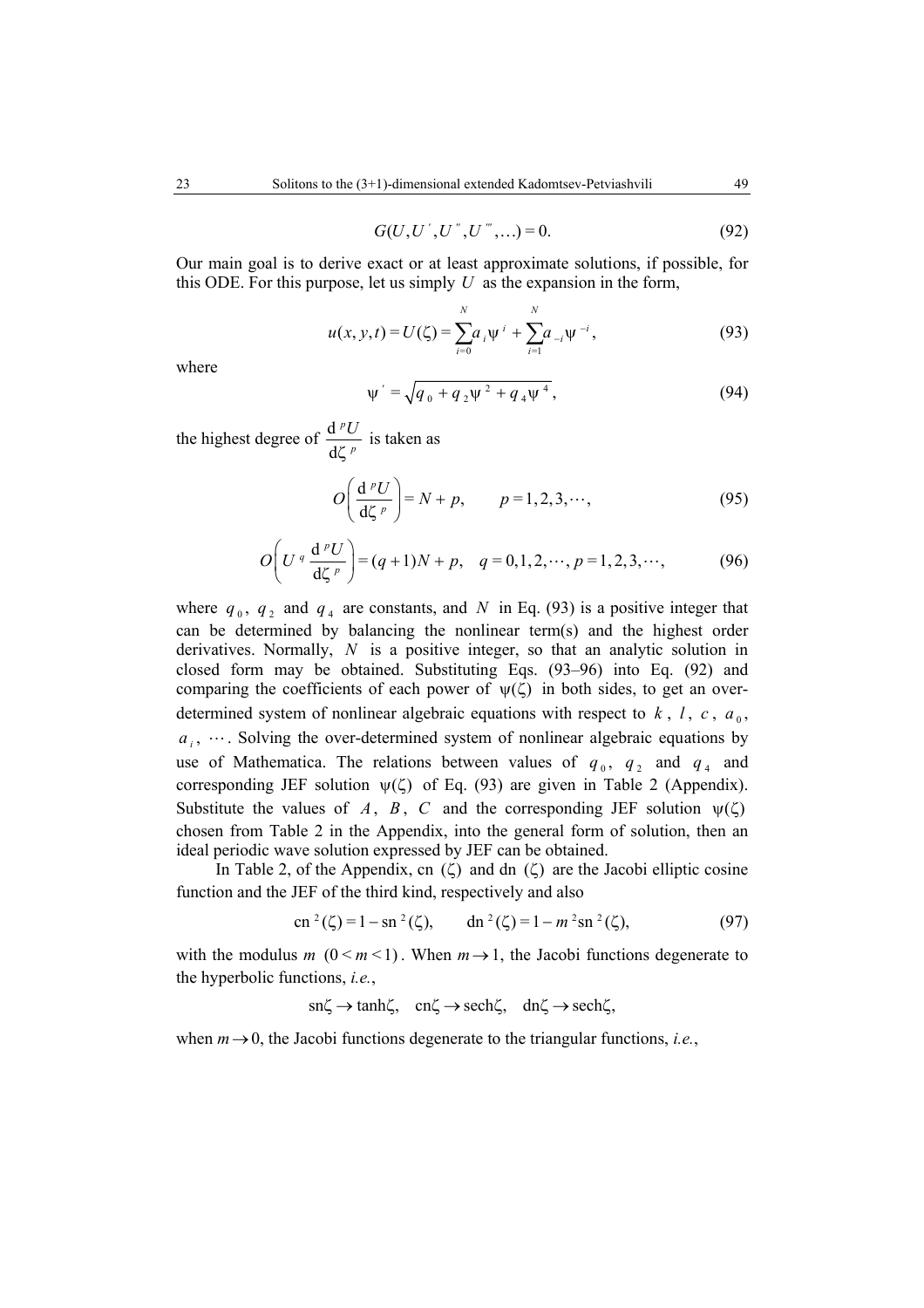$$G(U, U', U'', U''', \ldots) = 0. \tag{92}$$

Our main goal is to derive exact or at least approximate solutions, if possible, for this ODE. For this purpose, let us simply $U$ as the expansion in the form,

$$u(x, y, t) = U(\zeta) = \sum_{i=0}^{N} a_i \psi^i + \sum_{i=1}^{N} a_{-i} \psi^{-i}, \tag{93}$$

where

$$\psi' = \sqrt{q_0 + q_2 \psi^2 + q_4 \psi^4}, \tag{94}$$

the highest degree of $\dfrac{\mathrm{d}^p U}{\mathrm{d}\zeta^p}$ is taken as

$$O\left(\frac{\mathrm{d}^p U}{\mathrm{d}\zeta^p}\right) = N + p, \qquad p = 1, 2, 3, \cdots, \tag{95}$$

$$O\left(U^q \frac{\mathrm{d}^p U}{\mathrm{d}\zeta^p}\right) = (q+1)N + p, \quad q = 0, 1, 2, \cdots, p = 1, 2, 3, \cdots, \tag{96}$$

where $q_0$, $q_2$ and $q_4$ are constants, and $N$ in Eq. (93) is a positive integer that can be determined by balancing the nonlinear term(s) and the highest order derivatives. Normally, $N$ is a positive integer, so that an analytic solution in closed form may be obtained. Substituting Eqs. (93–96) into Eq. (92) and comparing the coefficients of each power of $\psi(\zeta)$ in both sides, to get an over-determined system of nonlinear algebraic equations with respect to $k$, $l$, $c$, $a_0$, $a_i$, $\cdots$. Solving the over-determined system of nonlinear algebraic equations by use of Mathematica. The relations between values of $q_0$, $q_2$ and $q_4$ and corresponding JEF solution $\psi(\zeta)$ of Eq. (93) are given in Table 2 (Appendix). Substitute the values of $A$, $B$, $C$ and the corresponding JEF solution $\psi(\zeta)$ chosen from Table 2 in the Appendix, into the general form of solution, then an ideal periodic wave solution expressed by JEF can be obtained.

In Table 2, of the Appendix, cn $(\zeta)$ and dn $(\zeta)$ are the Jacobi elliptic cosine function and the JEF of the third kind, respectively and also

$$\mathrm{cn}^2(\zeta) = 1 - \mathrm{sn}^2(\zeta), \qquad \mathrm{dn}^2(\zeta) = 1 - m^2 \mathrm{sn}^2(\zeta), \tag{97}$$

with the modulus $m$ $(0 < m < 1)$. When $m \to 1$, the Jacobi functions degenerate to the hyperbolic functions, *i.e.*,

$$\mathrm{sn}\zeta \to \tanh\zeta, \quad \mathrm{cn}\zeta \to \mathrm{sech}\zeta, \quad \mathrm{dn}\zeta \to \mathrm{sech}\zeta,$$

when $m \to 0$, the Jacobi functions degenerate to the triangular functions, *i.e.*,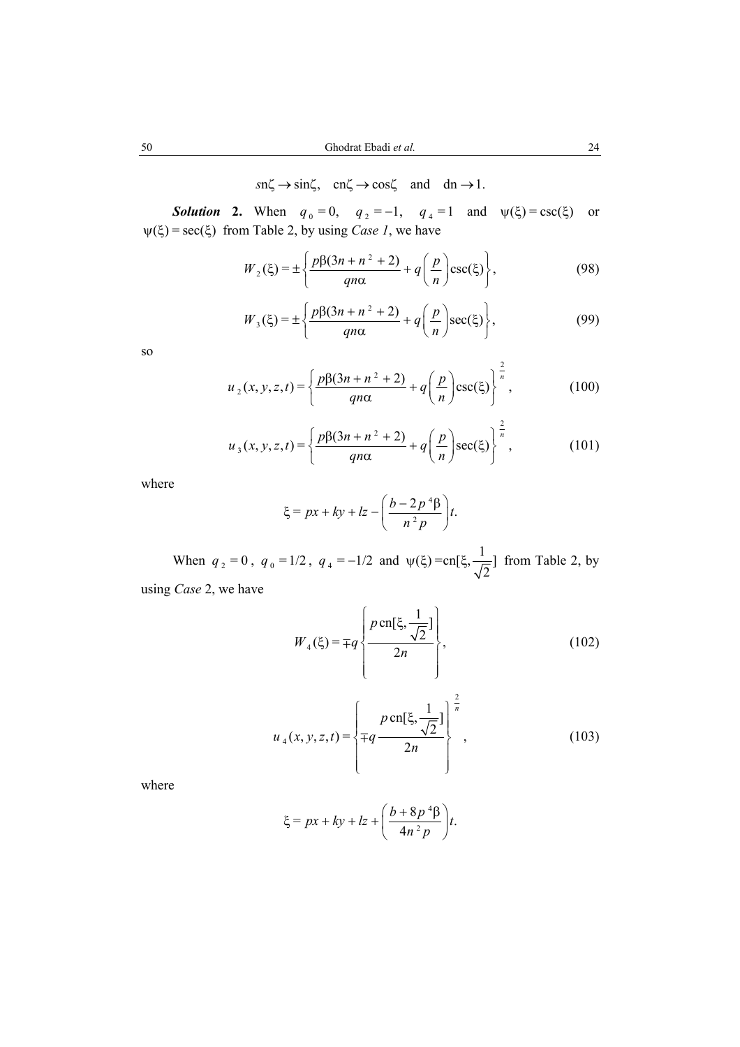$$sn\zeta \to \sin\zeta, \quad \text{cn}\zeta \to \cos\zeta \quad \text{and} \quad \text{dn} \to 1.$$

***Solution* 2.** When $q_0 = 0$, $q_2 = -1$, $q_4 = 1$ and $\psi(\xi) = \csc(\xi)$ or $\psi(\xi) = \sec(\xi)$ from Table 2, by using *Case 1*, we have

$$W_2(\xi) = \pm\left\{\frac{p\beta(3n + n^2 + 2)}{qn\alpha} + q\left(\frac{p}{n}\right)\csc(\xi)\right\}, \tag{98}$$

$$W_3(\xi) = \pm\left\{\frac{p\beta(3n + n^2 + 2)}{qn\alpha} + q\left(\frac{p}{n}\right)\sec(\xi)\right\}, \tag{99}$$

so

$$u_2(x, y, z, t) = \left\{\frac{p\beta(3n + n^2 + 2)}{qn\alpha} + q\left(\frac{p}{n}\right)\csc(\xi)\right\}^{\frac{2}{n}}, \tag{100}$$

$$u_3(x, y, z, t) = \left\{\frac{p\beta(3n + n^2 + 2)}{qn\alpha} + q\left(\frac{p}{n}\right)\sec(\xi)\right\}^{\frac{2}{n}}, \tag{101}$$

where

$$\xi = px + ky + lz - \left(\frac{b - 2p^4\beta}{n^2 p}\right)t.$$

When $q_2 = 0$, $q_0 = 1/2$, $q_4 = -1/2$ and $\psi(\xi) = \text{cn}[\xi, \frac{1}{\sqrt{2}}]$ from Table 2, by using *Case* 2, we have

$$W_4(\xi) = \mp q\left\{\frac{p\,\text{cn}[\xi, \frac{1}{\sqrt{2}}]}{2n}\right\}, \tag{102}$$

$$u_4(x, y, z, t) = \left\{\mp q\frac{p\,\text{cn}[\xi, \frac{1}{\sqrt{2}}]}{2n}\right\}^{\frac{2}{n}}, \tag{103}$$

where

$$\xi = px + ky + lz + \left(\frac{b + 8p^4\beta}{4n^2 p}\right)t.$$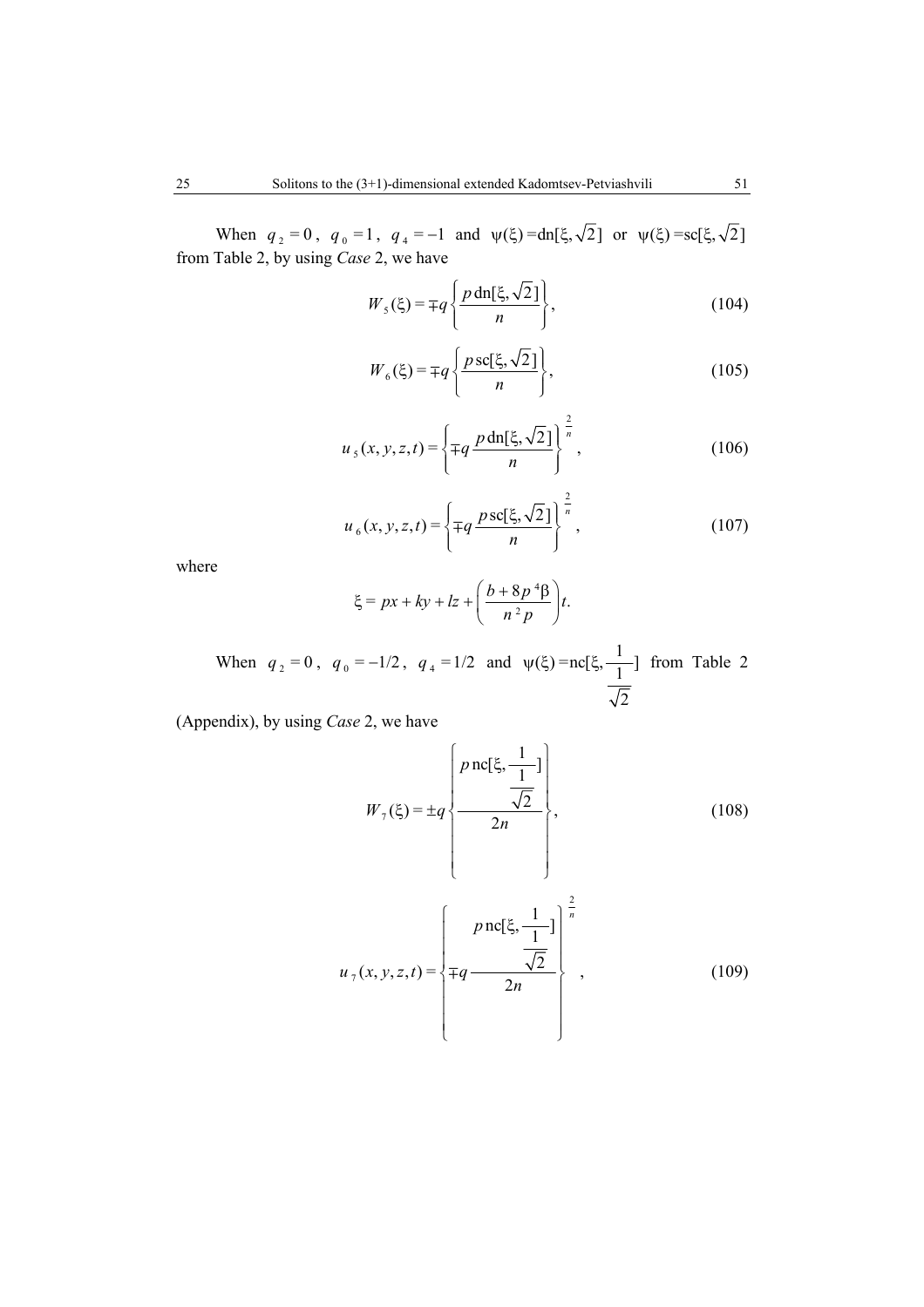When $q_2 = 0$, $q_0 = 1$, $q_4 = -1$ and $\psi(\xi) = \mathrm{dn}[\xi, \sqrt{2}]$ or $\psi(\xi) = \mathrm{sc}[\xi, \sqrt{2}]$ from Table 2, by using *Case* 2, we have

$$W_5(\xi) = \mp q \left\{ \frac{p\,\mathrm{dn}[\xi, \sqrt{2}]}{n} \right\}, \tag{104}$$

$$W_6(\xi) = \mp q \left\{ \frac{p\,\mathrm{sc}[\xi, \sqrt{2}]}{n} \right\}, \tag{105}$$

$$u_5(x, y, z, t) = \left\{ \mp q \frac{p\,\mathrm{dn}[\xi, \sqrt{2}]}{n} \right\}^{\frac{2}{n}}, \tag{106}$$

$$u_6(x, y, z, t) = \left\{ \mp q \frac{p\,\mathrm{sc}[\xi, \sqrt{2}]}{n} \right\}^{\frac{2}{n}}, \tag{107}$$

where

$$\xi = px + ky + lz + \left( \frac{b + 8p^4\beta}{n^2 p} \right) t.$$

When $q_2 = 0$, $q_0 = -1/2$, $q_4 = 1/2$ and $\psi(\xi) = \mathrm{nc}[\xi, \frac{1}{\frac{1}{\sqrt{2}}}]$ from Table 2 (Appendix), by using *Case* 2, we have

$$W_7(\xi) = \pm q \left\{ \frac{p\,\mathrm{nc}[\xi, \frac{1}{\frac{1}{\sqrt{2}}}]}{2n} \right\}, \tag{108}$$

$$u_7(x, y, z, t) = \left\{ \mp q \frac{p\,\mathrm{nc}[\xi, \frac{1}{\frac{1}{\sqrt{2}}}]}{2n} \right\}^{\frac{2}{n}}, \tag{109}$$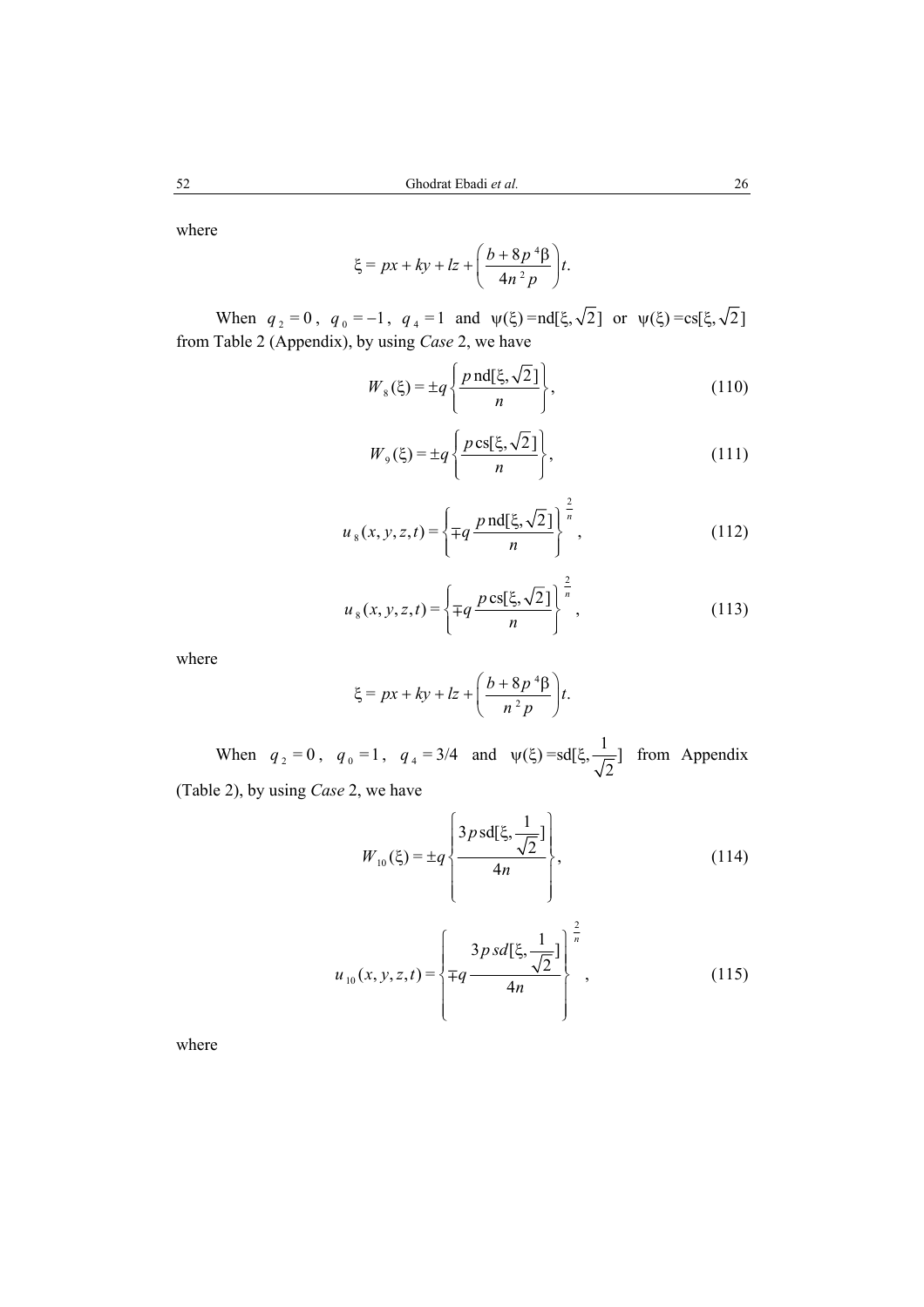where

$$\xi = px + ky + lz + \left(\frac{b + 8p^4\beta}{4n^2 p}\right)t.$$

When $q_2 = 0$, $q_0 = -1$, $q_4 = 1$ and $\psi(\xi) = \mathrm{nd}[\xi, \sqrt{2}]$ or $\psi(\xi) = \mathrm{cs}[\xi, \sqrt{2}]$ from Table 2 (Appendix), by using *Case* 2, we have

$$W_8(\xi) = \pm q\left\{\frac{p\,\mathrm{nd}[\xi, \sqrt{2}]}{n}\right\}, \tag{110}$$

$$W_9(\xi) = \pm q\left\{\frac{p\,\mathrm{cs}[\xi, \sqrt{2}]}{n}\right\}, \tag{111}$$

$$u_8(x, y, z, t) = \left\{\mp q\,\frac{p\,\mathrm{nd}[\xi, \sqrt{2}]}{n}\right\}^{\frac{2}{n}}, \tag{112}$$

$$u_8(x, y, z, t) = \left\{\mp q\,\frac{p\,\mathrm{cs}[\xi, \sqrt{2}]}{n}\right\}^{\frac{2}{n}}, \tag{113}$$

where

$$\xi = px + ky + lz + \left(\frac{b + 8p^4\beta}{n^2 p}\right)t.$$

When $q_2 = 0$, $q_0 = 1$, $q_4 = 3/4$ and $\psi(\xi) = \mathrm{sd}[\xi, \frac{1}{\sqrt{2}}]$ from Appendix (Table 2), by using *Case* 2, we have

$$W_{10}(\xi) = \pm q\left\{\frac{3p\,\mathrm{sd}[\xi, \frac{1}{\sqrt{2}}]}{4n}\right\}, \tag{114}$$

$$u_{10}(x, y, z, t) = \left\{\mp q\,\frac{3p\,sd[\xi, \frac{1}{\sqrt{2}}]}{4n}\right\}^{\frac{2}{n}}, \tag{115}$$

where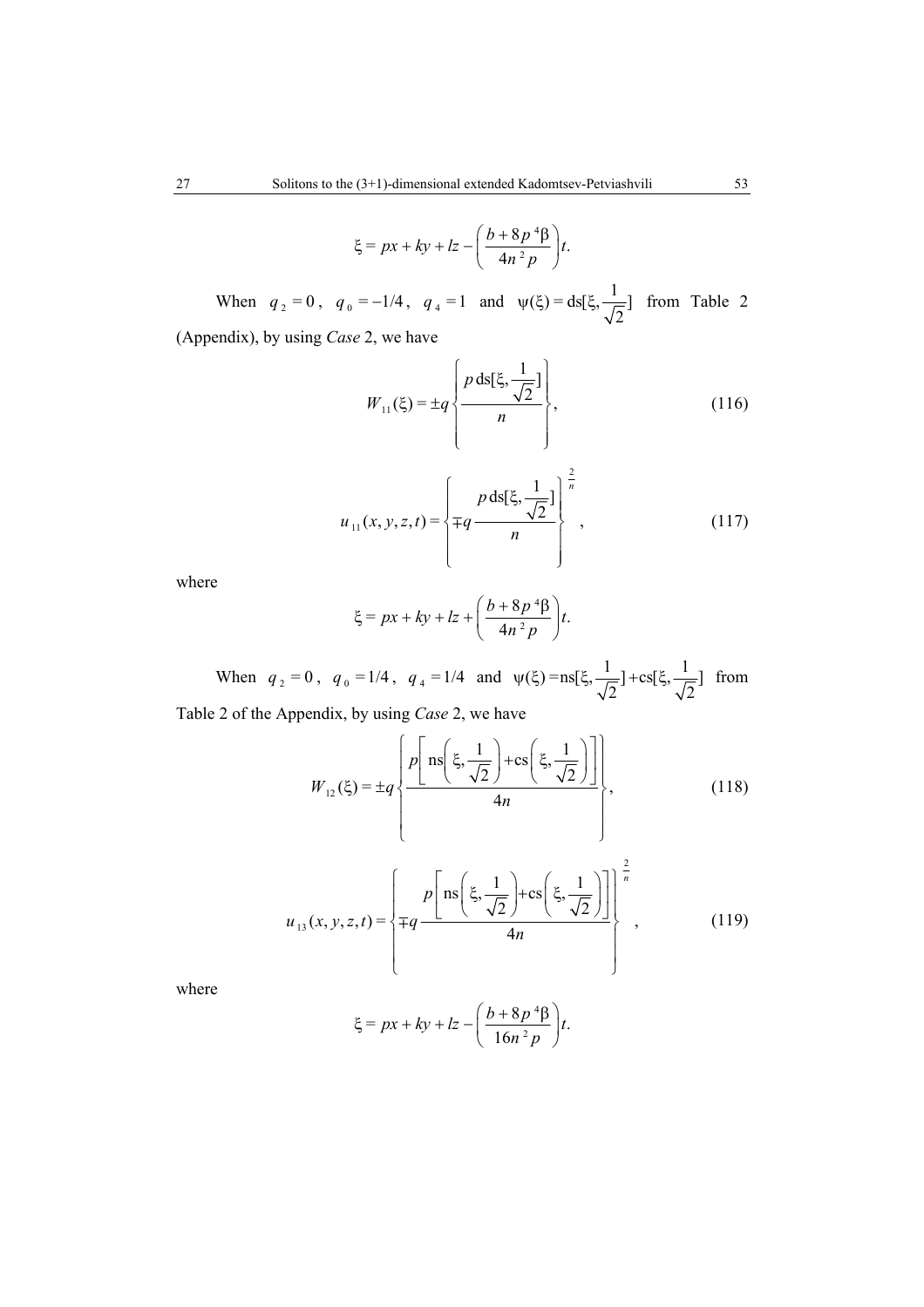$$\xi = px + ky + lz - \left(\frac{b + 8p^4\beta}{4n^2 p}\right)t.$$

When $q_2 = 0$, $q_0 = -1/4$, $q_4 = 1$ and $\psi(\xi) = \mathrm{ds}[\xi, \frac{1}{\sqrt{2}}]$ from Table 2 (Appendix), by using *Case* 2, we have

$$W_{11}(\xi) = \pm q\left\{\frac{p\,\mathrm{ds}[\xi, \frac{1}{\sqrt{2}}]}{n}\right\}, \tag{116}$$

$$u_{11}(x, y, z, t) = \left\{\mp q\frac{p\,\mathrm{ds}[\xi, \frac{1}{\sqrt{2}}]}{n}\right\}^{\frac{2}{n}}, \tag{117}$$

where

$$\xi = px + ky + lz + \left(\frac{b + 8p^4\beta}{4n^2 p}\right)t.$$

When $q_2 = 0$, $q_0 = 1/4$, $q_4 = 1/4$ and $\psi(\xi) = \mathrm{ns}[\xi, \frac{1}{\sqrt{2}}] + \mathrm{cs}[\xi, \frac{1}{\sqrt{2}}]$ from Table 2 of the Appendix, by using *Case* 2, we have

$$W_{12}(\xi) = \pm q\left\{\frac{p\left[\mathrm{ns}\left(\xi, \frac{1}{\sqrt{2}}\right) + \mathrm{cs}\left(\xi, \frac{1}{\sqrt{2}}\right)\right]}{4n}\right\}, \tag{118}$$

$$u_{13}(x, y, z, t) = \left\{\mp q\frac{p\left[\mathrm{ns}\left(\xi, \frac{1}{\sqrt{2}}\right) + \mathrm{cs}\left(\xi, \frac{1}{\sqrt{2}}\right)\right]}{4n}\right\}^{\frac{2}{n}}, \tag{119}$$

where

$$\xi = px + ky + lz - \left(\frac{b + 8p^4\beta}{16n^2 p}\right)t.$$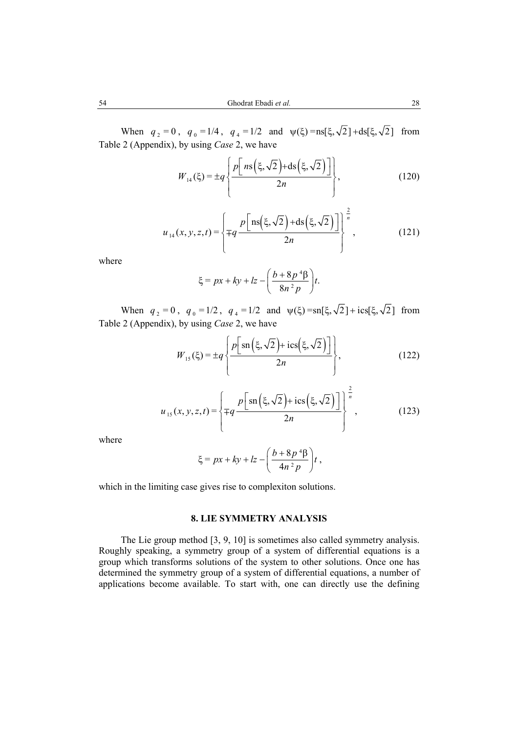When $q_2 = 0$, $q_0 = 1/4$, $q_4 = 1/2$ and $\psi(\xi) = \mathrm{ns}[\xi, \sqrt{2}] + \mathrm{ds}[\xi, \sqrt{2}]$ from Table 2 (Appendix), by using *Case* 2, we have

$$W_{14}(\xi) = \pm q \left\{ \frac{p\left[ n\mathrm{s}\left(\xi, \sqrt{2}\right) + \mathrm{ds}\left(\xi, \sqrt{2}\right) \right]}{2n} \right\}, \tag{120}$$

$$u_{14}(x, y, z, t) = \left\{ \mp q \frac{p\left[ \mathrm{ns}\left(\xi, \sqrt{2}\right) + \mathrm{ds}\left(\xi, \sqrt{2}\right) \right]}{2n} \right\}^{\frac{2}{n}}, \tag{121}$$

where

$$\xi = px + ky + lz - \left( \frac{b + 8p^4\beta}{8n^2 p} \right) t.$$

When $q_2 = 0$, $q_0 = 1/2$, $q_4 = 1/2$ and $\psi(\xi) = \mathrm{sn}[\xi, \sqrt{2}] + i\mathrm{cs}[\xi, \sqrt{2}]$ from Table 2 (Appendix), by using *Case* 2, we have

$$W_{15}(\xi) = \pm q \left\{ \frac{p\left[ \mathrm{sn}\left(\xi, \sqrt{2}\right) + i\mathrm{cs}\left(\xi, \sqrt{2}\right) \right]}{2n} \right\}, \tag{122}$$

$$u_{15}(x, y, z, t) = \left\{ \mp q \frac{p\left[ \mathrm{sn}\left(\xi, \sqrt{2}\right) + i\mathrm{cs}\left(\xi, \sqrt{2}\right) \right]}{2n} \right\}^{\frac{2}{n}}, \tag{123}$$

where

$$\xi = px + ky + lz - \left( \frac{b + 8p^4\beta}{4n^2 p} \right) t,$$

which in the limiting case gives rise to complexiton solutions.

## 8. LIE SYMMETRY ANALYSIS

The Lie group method [3, 9, 10] is sometimes also called symmetry analysis. Roughly speaking, a symmetry group of a system of differential equations is a group which transforms solutions of the system to other solutions. Once one has determined the symmetry group of a system of differential equations, a number of applications become available. To start with, one can directly use the defining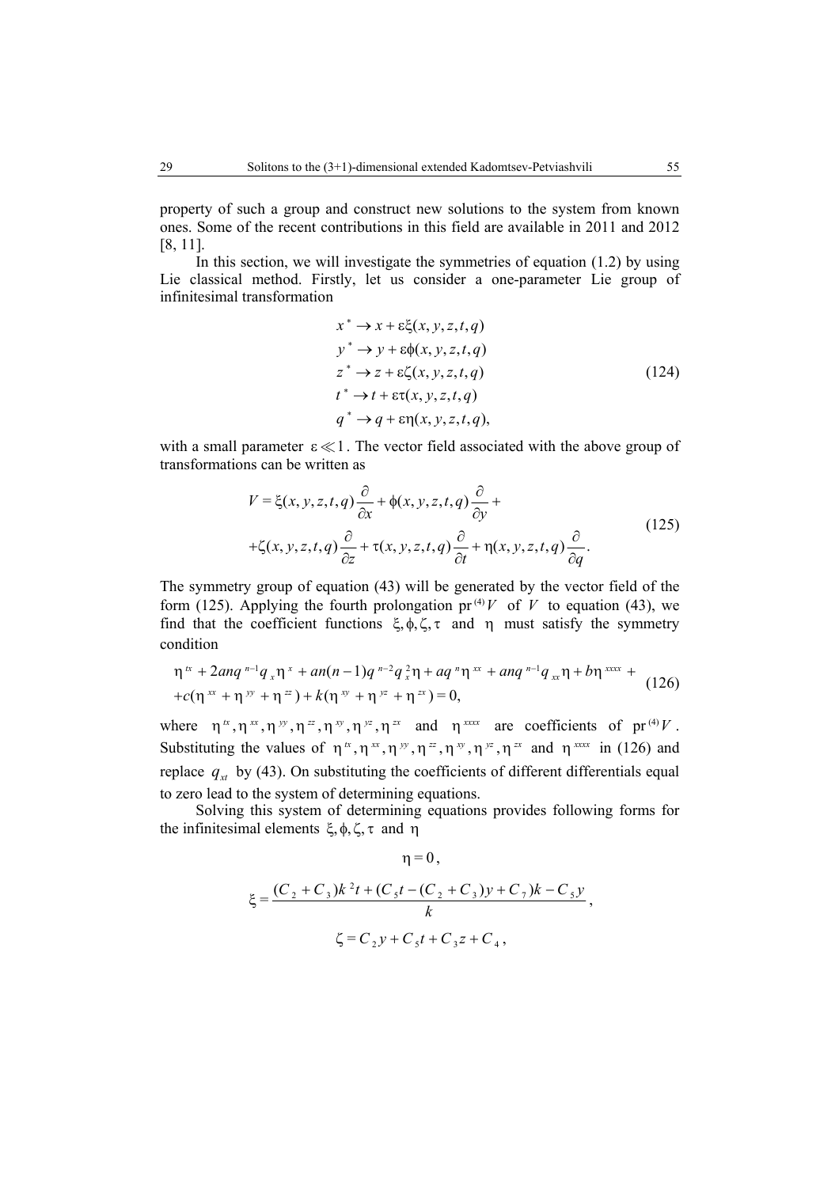property of such a group and construct new solutions to the system from known ones. Some of the recent contributions in this field are available in 2011 and 2012 [8, 11].

In this section, we will investigate the symmetries of equation (1.2) by using Lie classical method. Firstly, let us consider a one-parameter Lie group of infinitesimal transformation

$$
\begin{aligned}
x^* &\to x + \varepsilon\xi(x, y, z, t, q) \\
y^* &\to y + \varepsilon\phi(x, y, z, t, q) \\
z^* &\to z + \varepsilon\zeta(x, y, z, t, q) \\
t^* &\to t + \varepsilon\tau(x, y, z, t, q) \\
q^* &\to q + \varepsilon\eta(x, y, z, t, q),
\end{aligned}
\tag{124}
$$

with a small parameter $\varepsilon \ll 1$. The vector field associated with the above group of transformations can be written as

$$
\begin{aligned}
V = {} & \xi(x, y, z, t, q)\frac{\partial}{\partial x} + \phi(x, y, z, t, q)\frac{\partial}{\partial y} + \\
& + \zeta(x, y, z, t, q)\frac{\partial}{\partial z} + \tau(x, y, z, t, q)\frac{\partial}{\partial t} + \eta(x, y, z, t, q)\frac{\partial}{\partial q}.
\end{aligned}
\tag{125}
$$

The symmetry group of equation (43) will be generated by the vector field of the form (125). Applying the fourth prolongation $\mathrm{pr}^{(4)}V$ of $V$ to equation (43), we find that the coefficient functions $\xi, \phi, \zeta, \tau$ and $\eta$ must satisfy the symmetry condition

$$
\begin{aligned}
& \eta^{tx} + 2anq^{n-1}q_x\eta^x + an(n-1)q^{n-2}q_x^2\eta + aq^n\eta^{xx} + anq^{n-1}q_{xx}\eta + b\eta^{xxxx} + \\
& + c(\eta^{xx} + \eta^{yy} + \eta^{zz}) + k(\eta^{xy} + \eta^{yz} + \eta^{zx}) = 0,
\end{aligned}
\tag{126}
$$

where $\eta^{tx}, \eta^{xx}, \eta^{yy}, \eta^{zz}, \eta^{xy}, \eta^{yz}, \eta^{zx}$ and $\eta^{xxxx}$ are coefficients of $\mathrm{pr}^{(4)}V$. Substituting the values of $\eta^{tx}, \eta^{xx}, \eta^{yy}, \eta^{zz}, \eta^{xy}, \eta^{yz}, \eta^{zx}$ and $\eta^{xxxx}$ in (126) and replace $q_{xt}$ by (43). On substituting the coefficients of different differentials equal to zero lead to the system of determining equations.

Solving this system of determining equations provides following forms for the infinitesimal elements $\xi, \phi, \zeta, \tau$ and $\eta$

$$
\eta = 0,
$$

$$
\xi = \frac{(C_2 + C_3)k^2 t + (C_5 t - (C_2 + C_3)y + C_7)k - C_5 y}{k},
$$

$$
\zeta = C_2 y + C_5 t + C_3 z + C_4,
$$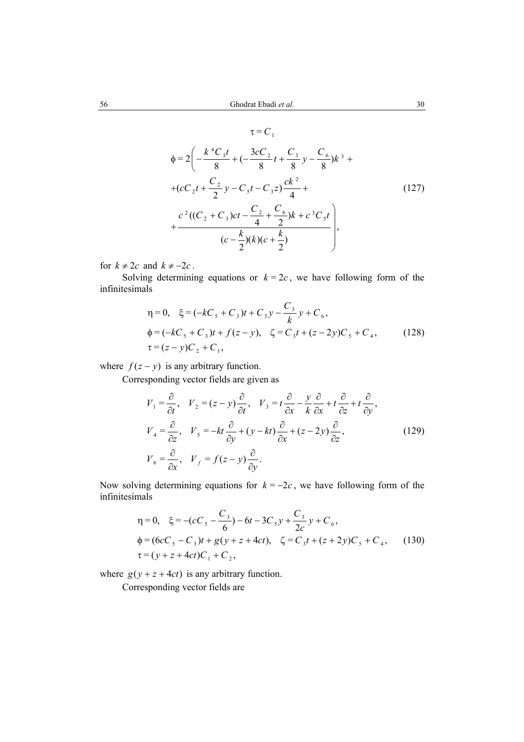$$\tau = C_1$$

$$\phi = 2\left( -\frac{k^4 C_3 t}{8} + (-\frac{3cC_2}{8}t + \frac{C_3}{8}y - \frac{C_6}{8})k^3 + \right.$$

$$+(cC_2 t + \frac{C_2}{2}y - C_5 t - C_3 z)\frac{ck^2}{4} + \tag{127}$$

$$\left. + \frac{c^2((C_2 + C_3)ct - \frac{C_2}{4} + \frac{C_6}{2})k + c^3 C_5 t}{(c - \frac{k}{2})(k)(c + \frac{k}{2})} \right),$$

for $k \neq 2c$ and $k \neq -2c$.

Solving determining equations or $k = 2c$, we have following form of the infinitesimals

$$\eta = 0, \quad \xi = (-kC_5 + C_3)t + C_5 y - \frac{C_3}{k}y + C_6,$$

$$\phi = (-kC_5 + C_3)t + f(z - y), \quad \zeta = C_3 t + (z - 2y)C_5 + C_4, \tag{128}$$

$$\tau = (z - y)C_2 + C_1,$$

where $f(z - y)$ is any arbitrary function.

Corresponding vector fields are given as

$$V_1 = \frac{\partial}{\partial t}, \quad V_2 = (z - y)\frac{\partial}{\partial t}, \quad V_3 = t\frac{\partial}{\partial x} - \frac{y}{k}\frac{\partial}{\partial x} + t\frac{\partial}{\partial z} + t\frac{\partial}{\partial y},$$

$$V_4 = \frac{\partial}{\partial z}, \quad V_5 = -kt\frac{\partial}{\partial y} + (y - kt)\frac{\partial}{\partial x} + (z - 2y)\frac{\partial}{\partial z}, \tag{129}$$

$$V_6 = \frac{\partial}{\partial x}, \quad V_f = f(z - y)\frac{\partial}{\partial y}.$$

Now solving determining equations for $k = -2c$, we have following form of the infinitesimals

$$\eta = 0, \quad \xi = -(cC_5 - \frac{C_3}{6}) - 6t - 3C_5 y + \frac{C_3}{2c}y + C_6,$$

$$\phi = (6cC_5 - C_3)t + g(y + z + 4ct), \quad \zeta = C_3 t + (z + 2y)C_5 + C_4, \tag{130}$$

$$\tau = (y + z + 4ct)C_1 + C_2,$$

where $g(y + z + 4ct)$ is any arbitrary function.

Corresponding vector fields are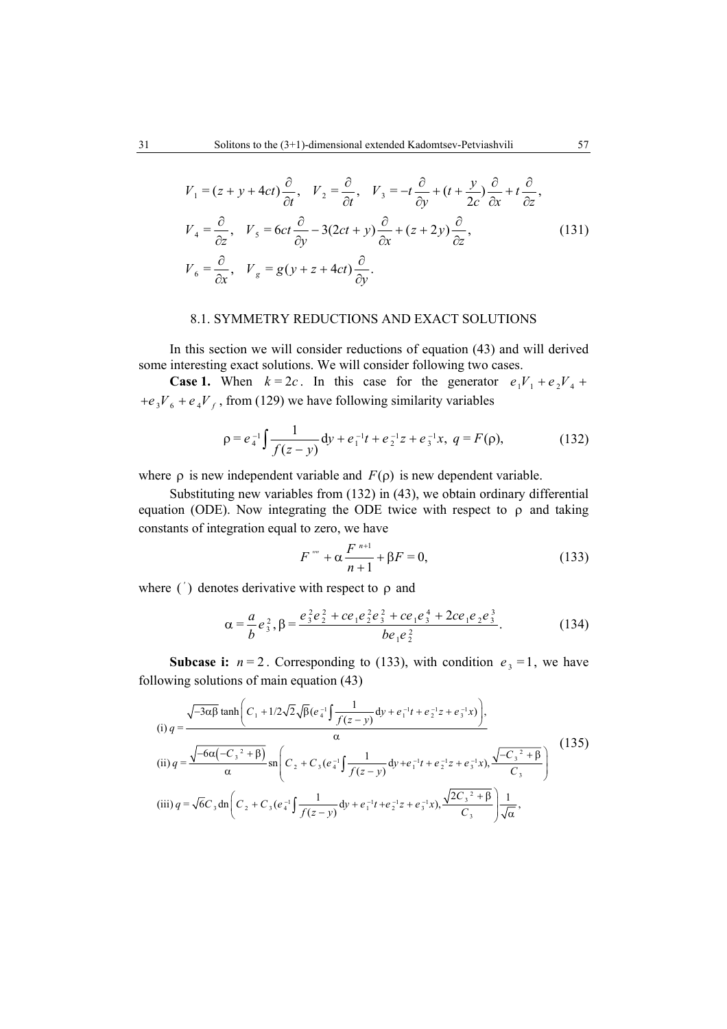$$V_1 = (z + y + 4ct)\frac{\partial}{\partial t}, \quad V_2 = \frac{\partial}{\partial t}, \quad V_3 = -t\frac{\partial}{\partial y} + (t + \frac{y}{2c})\frac{\partial}{\partial x} + t\frac{\partial}{\partial z},$$
$$V_4 = \frac{\partial}{\partial z}, \quad V_5 = 6ct\frac{\partial}{\partial y} - 3(2ct + y)\frac{\partial}{\partial x} + (z + 2y)\frac{\partial}{\partial z}, \tag{131}$$
$$V_6 = \frac{\partial}{\partial x}, \quad V_g = g(y + z + 4ct)\frac{\partial}{\partial y}.$$

### 8.1. SYMMETRY REDUCTIONS AND EXACT SOLUTIONS

In this section we will consider reductions of equation (43) and will derived some interesting exact solutions. We will consider following two cases.

**Case 1.** When $k = 2c$. In this case for the generator $e_1 V_1 + e_2 V_4 + e_3 V_6 + e_4 V_f$, from (129) we have following similarity variables

$$\rho = e_4^{-1}\int \frac{1}{f(z-y)}\mathrm{d}y + e_1^{-1}t + e_2^{-1}z + e_3^{-1}x, \; q = F(\rho), \tag{132}$$

where $\rho$ is new independent variable and $F(\rho)$ is new dependent variable.

Substituting new variables from (132) in (43), we obtain ordinary differential equation (ODE). Now integrating the ODE twice with respect to $\rho$ and taking constants of integration equal to zero, we have

$$F'''' + \alpha\frac{F^{n+1}}{n+1} + \beta F = 0, \tag{133}$$

where $(')$ denotes derivative with respect to $\rho$ and

$$\alpha = \frac{a}{b}e_3^2, \beta = \frac{e_3^2 e_2^2 + ce_1 e_2^2 e_3^2 + ce_1 e_3^4 + 2ce_1 e_2 e_3^3}{be_1 e_2^2}. \tag{134}$$

**Subcase i:** $n = 2$. Corresponding to (133), with condition $e_3 = 1$, we have following solutions of main equation (43)

$$\text{(i) } q = \frac{\sqrt{-3\alpha\beta}\tanh\left(C_1 + 1/2\sqrt{2}\sqrt{\beta}(e_4^{-1}\int\frac{1}{f(z-y)}\mathrm{d}y + e_1^{-1}t + e_2^{-1}z + e_3^{-1}x)\right),}{\alpha}$$
$$\text{(ii) } q = \frac{\sqrt{-6\alpha\left(-C_3^2 + \beta\right)}}{\alpha}\mathrm{sn}\left(C_2 + C_3(e_4^{-1}\int\frac{1}{f(z-y)}\mathrm{d}y + e_1^{-1}t + e_2^{-1}z + e_3^{-1}x), \frac{\sqrt{-C_3^2 + \beta}}{C_3}\right) \tag{135}$$
$$\text{(iii) } q = \sqrt{6}C_3\,\mathrm{dn}\left(C_2 + C_3(e_4^{-1}\int\frac{1}{f(z-y)}\mathrm{d}y + e_1^{-1}t + e_2^{-1}z + e_3^{-1}x), \frac{\sqrt{2C_3^2 + \beta}}{C_3}\right)\frac{1}{\sqrt{\alpha}},$$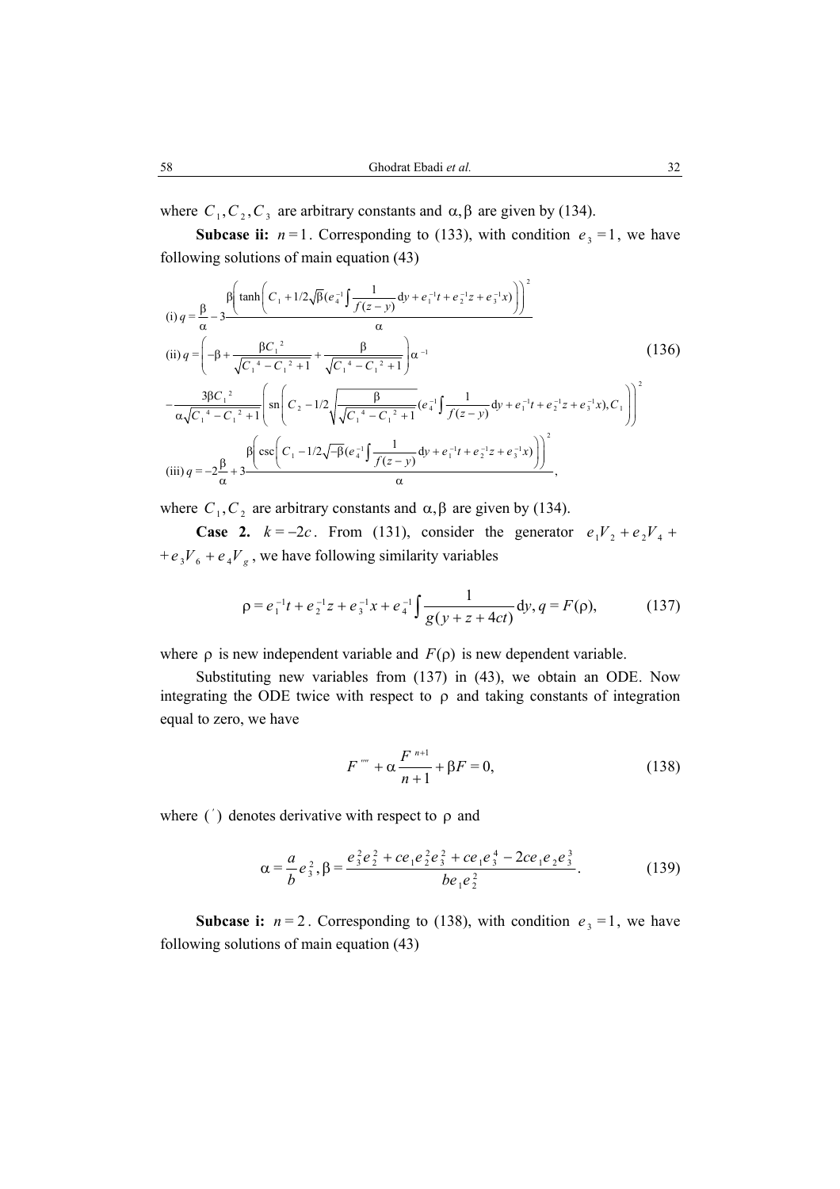where $C_1, C_2, C_3$ are arbitrary constants and $\alpha, \beta$ are given by (134).

**Subcase ii:** $n=1$. Corresponding to (133), with condition $e_3 = 1$, we have following solutions of main equation (43)

$$
\begin{aligned}
&\text{(i)}\ q = \frac{\beta}{\alpha} - 3\frac{\beta\left(\tanh\left(C_1 + 1/2\sqrt{\beta}(e_4^{-1}\int \frac{1}{f(z-y)}\mathrm{d}y + e_1^{-1}t + e_2^{-1}z + e_3^{-1}x)\right)\right)^2}{\alpha} \\
&\text{(ii)}\ q = \left(-\beta + \frac{\beta C_1^{\,2}}{\sqrt{C_1^{\,4} - C_1^{\,2} + 1}} + \frac{\beta}{\sqrt{C_1^{\,4} - C_1^{\,2} + 1}}\right)\alpha^{-1} \\
&\quad - \frac{3\beta C_1^{\,2}}{\alpha\sqrt{C_1^{\,4} - C_1^{\,2} + 1}}\left(\operatorname{sn}\left(C_2 - 1/2\sqrt{\frac{\beta}{\sqrt{C_1^{\,4} - C_1^{\,2} + 1}}}(e_4^{-1}\int \frac{1}{f(z-y)}\mathrm{d}y + e_1^{-1}t + e_2^{-1}z + e_3^{-1}x), C_1\right)\right)^2 \\
&\text{(iii)}\ q = -2\frac{\beta}{\alpha} + 3\frac{\beta\left(\csc\left(C_1 - 1/2\sqrt{-\beta}(e_4^{-1}\int \frac{1}{f(z-y)}\mathrm{d}y + e_1^{-1}t + e_2^{-1}z + e_3^{-1}x)\right)\right)^2}{\alpha},
\end{aligned}
\tag{136}
$$

where $C_1, C_2$ are arbitrary constants and $\alpha, \beta$ are given by (134).

**Case 2.** $k = -2c$. From (131), consider the generator $e_1V_2 + e_2V_4 + e_3V_6 + e_4V_g$, we have following similarity variables

$$
\rho = e_1^{-1}t + e_2^{-1}z + e_3^{-1}x + e_4^{-1}\int \frac{1}{g(y+z+4ct)}\mathrm{d}y,\ q = F(\rho), \tag{137}
$$

where $\rho$ is new independent variable and $F(\rho)$ is new dependent variable.

Substituting new variables from (137) in (43), we obtain an ODE. Now integrating the ODE twice with respect to $\rho$ and taking constants of integration equal to zero, we have

$$
F'''' + \alpha\frac{F^{n+1}}{n+1} + \beta F = 0, \tag{138}
$$

where $(\,')$ denotes derivative with respect to $\rho$ and

$$
\alpha = \frac{a}{b}e_3^2,\ \beta = \frac{e_3^2 e_2^2 + ce_1e_2^2e_3^2 + ce_1e_3^4 - 2ce_1e_2e_3^3}{be_1e_2^2}. \tag{139}
$$

**Subcase i:** $n=2$. Corresponding to (138), with condition $e_3 = 1$, we have following solutions of main equation (43)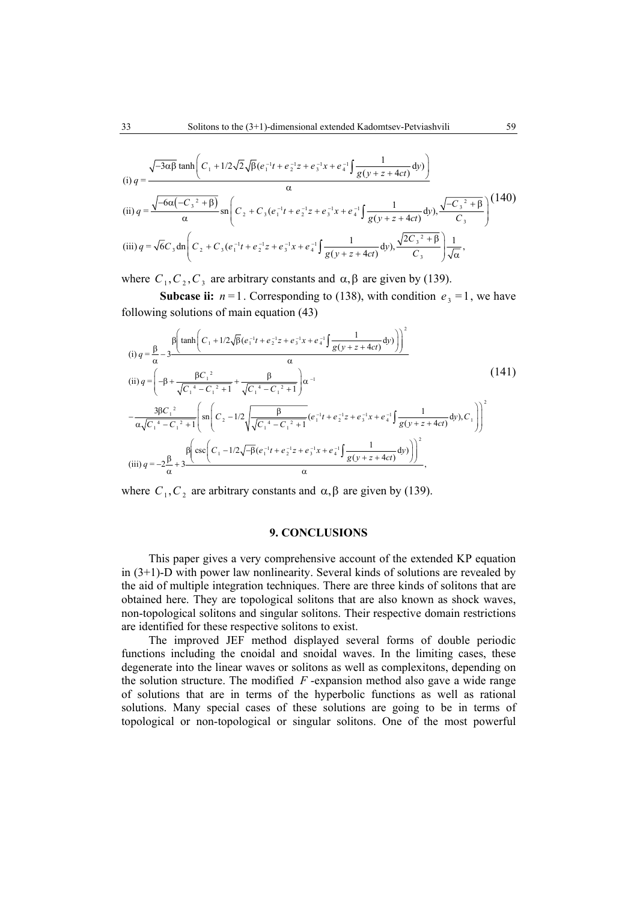$$
\begin{aligned}
&\text{(i) } q = \frac{\sqrt{-3\alpha\beta}\tanh\left(C_1 + 1/2\sqrt{2}\sqrt{\beta}(e_1^{-1}t + e_2^{-1}z + e_3^{-1}x + e_4^{-1}\int \frac{1}{g(y+z+4ct)}\mathrm{d}y)\right)}{\alpha} \\
&\text{(ii) } q = \frac{\sqrt{-6\alpha\left(-C_3^{\,2}+\beta\right)}}{\alpha}\,\mathrm{sn}\left(C_2 + C_3(e_1^{-1}t + e_2^{-1}z + e_3^{-1}x + e_4^{-1}\int \frac{1}{g(y+z+4ct)}\mathrm{d}y), \frac{\sqrt{-C_3^{\,2}+\beta}}{C_3}\right) \\
&\text{(iii) } q = \sqrt{6}C_3\,\mathrm{dn}\left(C_2 + C_3(e_1^{-1}t + e_2^{-1}z + e_3^{-1}x + e_4^{-1}\int \frac{1}{g(y+z+4ct)}\mathrm{d}y), \frac{\sqrt{2C_3^{\,2}+\beta}}{C_3}\right)\frac{1}{\sqrt{\alpha}},
\end{aligned}
\tag{140}
$$

where $C_1, C_2, C_3$ are arbitrary constants and $\alpha, \beta$ are given by (139).

**Subcase ii:** $n = 1$. Corresponding to (138), with condition $e_3 = 1$, we have following solutions of main equation (43)

$$
\begin{aligned}
&\text{(i) } q = \frac{\beta}{\alpha} - 3\frac{\beta\left(\tanh\left(C_1 + 1/2\sqrt{\beta}(e_1^{-1}t + e_2^{-1}z + e_3^{-1}x + e_4^{-1}\int \frac{1}{g(y+z+4ct)}\mathrm{d}y)\right)\right)^2}{\alpha} \\
&\text{(ii) } q = \left(-\beta + \frac{\beta C_1^{\,2}}{\sqrt{C_1^{\,4} - C_1^{\,2} + 1}} + \frac{\beta}{\sqrt{C_1^{\,4} - C_1^{\,2} + 1}}\right)\alpha^{-1} \\
&\quad - \frac{3\beta C_1^{\,2}}{\alpha\sqrt{C_1^{\,4} - C_1^{\,2} + 1}}\left(\mathrm{sn}\left(C_2 - 1/2\sqrt{\frac{\beta}{\sqrt{C_1^{\,4} - C_1^{\,2} + 1}}}(e_1^{-1}t + e_2^{-1}z + e_3^{-1}x + e_4^{-1}\int \frac{1}{g(y+z+4ct)}\mathrm{d}y), C_1\right)\right)^2 \\
&\text{(iii) } q = -2\frac{\beta}{\alpha} + 3\frac{\beta\left(\csc\left(C_1 - 1/2\sqrt{-\beta}(e_1^{-1}t + e_2^{-1}z + e_3^{-1}x + e_4^{-1}\int \frac{1}{g(y+z+4ct)}\mathrm{d}y)\right)\right)^2}{\alpha},
\end{aligned}
\tag{141}
$$

where $C_1, C_2$ are arbitrary constants and $\alpha, \beta$ are given by (139).

## 9. CONCLUSIONS

This paper gives a very comprehensive account of the extended KP equation in (3+1)-D with power law nonlinearity. Several kinds of solutions are revealed by the aid of multiple integration techniques. There are three kinds of solitons that are obtained here. They are topological solitons that are also known as shock waves, non-topological solitons and singular solitons. Their respective domain restrictions are identified for these respective solitons to exist.

The improved JEF method displayed several forms of double periodic functions including the cnoidal and snoidal waves. In the limiting cases, these degenerate into the linear waves or solitons as well as complexitons, depending on the solution structure. The modified $F$-expansion method also gave a wide range of solutions that are in terms of the hyperbolic functions as well as rational solutions. Many special cases of these solutions are going to be in terms of topological or non-topological or singular solitons. One of the most powerful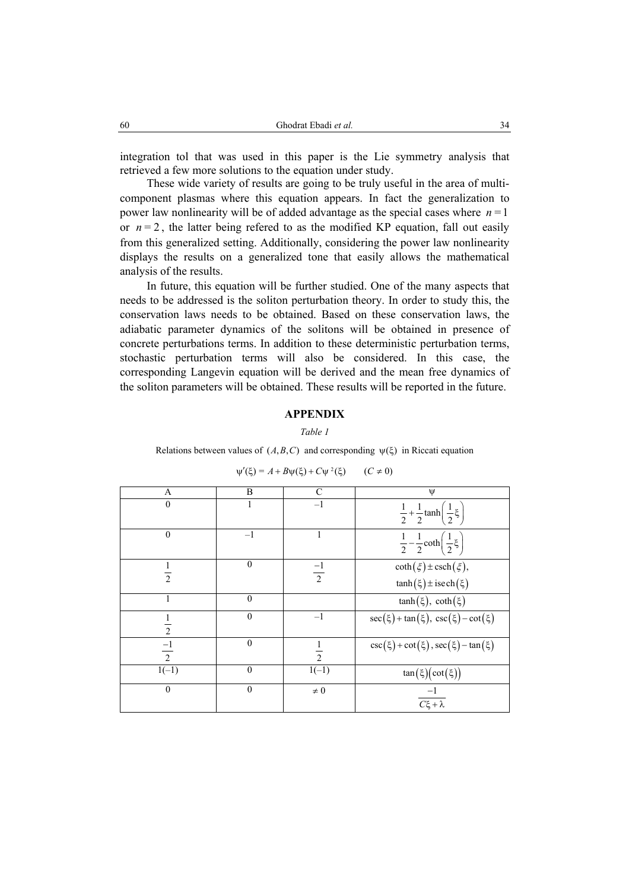integration tol that was used in this paper is the Lie symmetry analysis that retrieved a few more solutions to the equation under study.

These wide variety of results are going to be truly useful in the area of multi-component plasmas where this equation appears. In fact the generalization to power law nonlinearity will be of added advantage as the special cases where $n=1$ or $n=2$, the latter being refered to as the modified KP equation, fall out easily from this generalized setting. Additionally, considering the power law nonlinearity displays the results on a generalized tone that easily allows the mathematical analysis of the results.

In future, this equation will be further studied. One of the many aspects that needs to be addressed is the soliton perturbation theory. In order to study this, the conservation laws needs to be obtained. Based on these conservation laws, the adiabatic parameter dynamics of the solitons will be obtained in presence of concrete perturbations terms. In addition to these deterministic perturbation terms, stochastic perturbation terms will also be considered. In this case, the corresponding Langevin equation will be derived and the mean free dynamics of the soliton parameters will be obtained. These results will be reported in the future.

## APPENDIX

*Table 1*

Relations between values of $(A,B,C)$ and corresponding $\psi(\xi)$ in Riccati equation

$$\psi'(\xi) = A + B\psi(\xi) + C\psi^2(\xi) \qquad (C \neq 0)$$

| A | B | C | $\psi$ |
|---|---|---|---|
| 0 | 1 | $-1$ | $\frac{1}{2}+\frac{1}{2}\tanh\left(\frac{1}{2}\xi\right)$ |
| 0 | $-1$ | 1 | $\frac{1}{2}-\frac{1}{2}\coth\left(\frac{1}{2}\xi\right)$ |
| $\frac{1}{2}$ | 0 | $\frac{-1}{2}$ | $\coth(\xi)\pm \mathrm{csch}(\xi)$, $\tanh(\xi)\pm i\,\mathrm{sech}(\xi)$ |
| 1 | 0 | | $\tanh(\xi)$, $\coth(\xi)$ |
| $\frac{1}{2}$ | 0 | $-1$ | $\sec(\xi)+\tan(\xi)$, $\csc(\xi)-\cot(\xi)$ |
| $\frac{-1}{2}$ | 0 | $\frac{1}{2}$ | $\csc(\xi)+\cot(\xi)$, $\sec(\xi)-\tan(\xi)$ |
| 1(–1) | 0 | 1(–1) | $\tan(\xi)(\cot(\xi))$ |
| 0 | 0 | $\neq 0$ | $\frac{-1}{C\xi+\lambda}$ |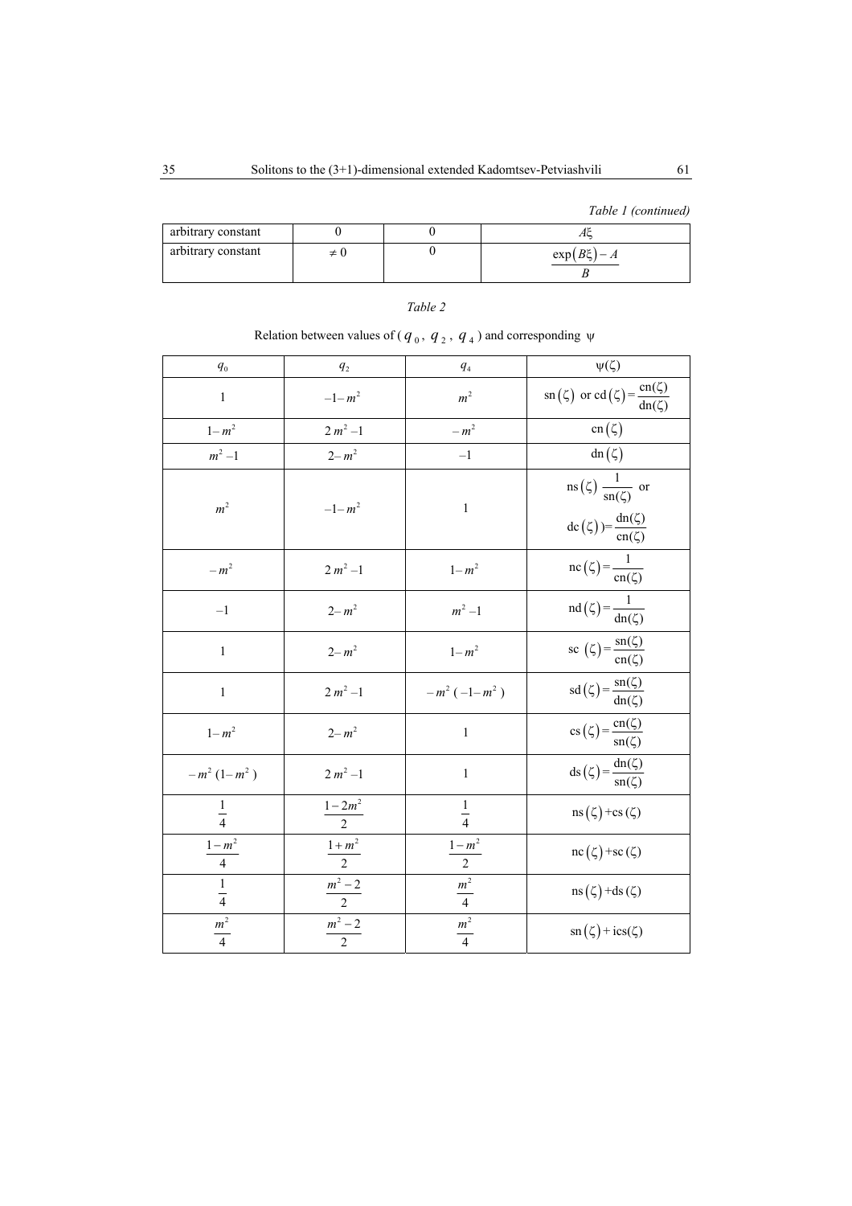*Table 1 (continued)*

| | | | |
|---|---|---|---|
| arbitrary constant | 0 | 0 | $A\xi$ |
| arbitrary constant | $\neq 0$ | 0 | $\frac{\exp(B\xi)-A}{B}$ |

*Table 2*

Relation between values of ($q_0$, $q_2$, $q_4$) and corresponding $\psi$

| $q_0$ | $q_2$ | $q_4$ | $\psi(\zeta)$ |
|---|---|---|---|
| $1$ | $-1-m^2$ | $m^2$ | $\mathrm{sn}(\zeta)$ or $\mathrm{cd}(\zeta)=\frac{\mathrm{cn}(\zeta)}{\mathrm{dn}(\zeta)}$ |
| $1-m^2$ | $2m^2-1$ | $-m^2$ | $\mathrm{cn}(\zeta)$ |
| $m^2-1$ | $2-m^2$ | $-1$ | $\mathrm{dn}(\zeta)$ |
| $m^2$ | $-1-m^2$ | $1$ | $\mathrm{ns}(\zeta)\ \frac{1}{\mathrm{sn}(\zeta)}$ or $\mathrm{dc}(\zeta))=\frac{\mathrm{dn}(\zeta)}{\mathrm{cn}(\zeta)}$ |
| $-m^2$ | $2m^2-1$ | $1-m^2$ | $\mathrm{nc}(\zeta)=\frac{1}{\mathrm{cn}(\zeta)}$ |
| $-1$ | $2-m^2$ | $m^2-1$ | $\mathrm{nd}(\zeta)=\frac{1}{\mathrm{dn}(\zeta)}$ |
| $1$ | $2-m^2$ | $1-m^2$ | $\mathrm{sc}\ (\zeta)=\frac{\mathrm{sn}(\zeta)}{\mathrm{cn}(\zeta)}$ |
| $1$ | $2m^2-1$ | $-m^2\ (-1-m^2)$ | $\mathrm{sd}(\zeta)=\frac{\mathrm{sn}(\zeta)}{\mathrm{dn}(\zeta)}$ |
| $1-m^2$ | $2-m^2$ | $1$ | $\mathrm{cs}(\zeta)=\frac{\mathrm{cn}(\zeta)}{\mathrm{sn}(\zeta)}$ |
| $-m^2\ (1-m^2)$ | $2m^2-1$ | $1$ | $\mathrm{ds}(\zeta)=\frac{\mathrm{dn}(\zeta)}{\mathrm{sn}(\zeta)}$ |
| $\frac{1}{4}$ | $\frac{1-2m^2}{2}$ | $\frac{1}{4}$ | $\mathrm{ns}(\zeta)+\mathrm{cs}(\zeta)$ |
| $\frac{1-m^2}{4}$ | $\frac{1+m^2}{2}$ | $\frac{1-m^2}{2}$ | $\mathrm{nc}(\zeta)+\mathrm{sc}(\zeta)$ |
| $\frac{1}{4}$ | $\frac{m^2-2}{2}$ | $\frac{m^2}{4}$ | $\mathrm{ns}(\zeta)+\mathrm{ds}(\zeta)$ |
| $\frac{m^2}{4}$ | $\frac{m^2-2}{2}$ | $\frac{m^2}{4}$ | $\mathrm{sn}(\zeta)+i\mathrm{cs}(\zeta)$ |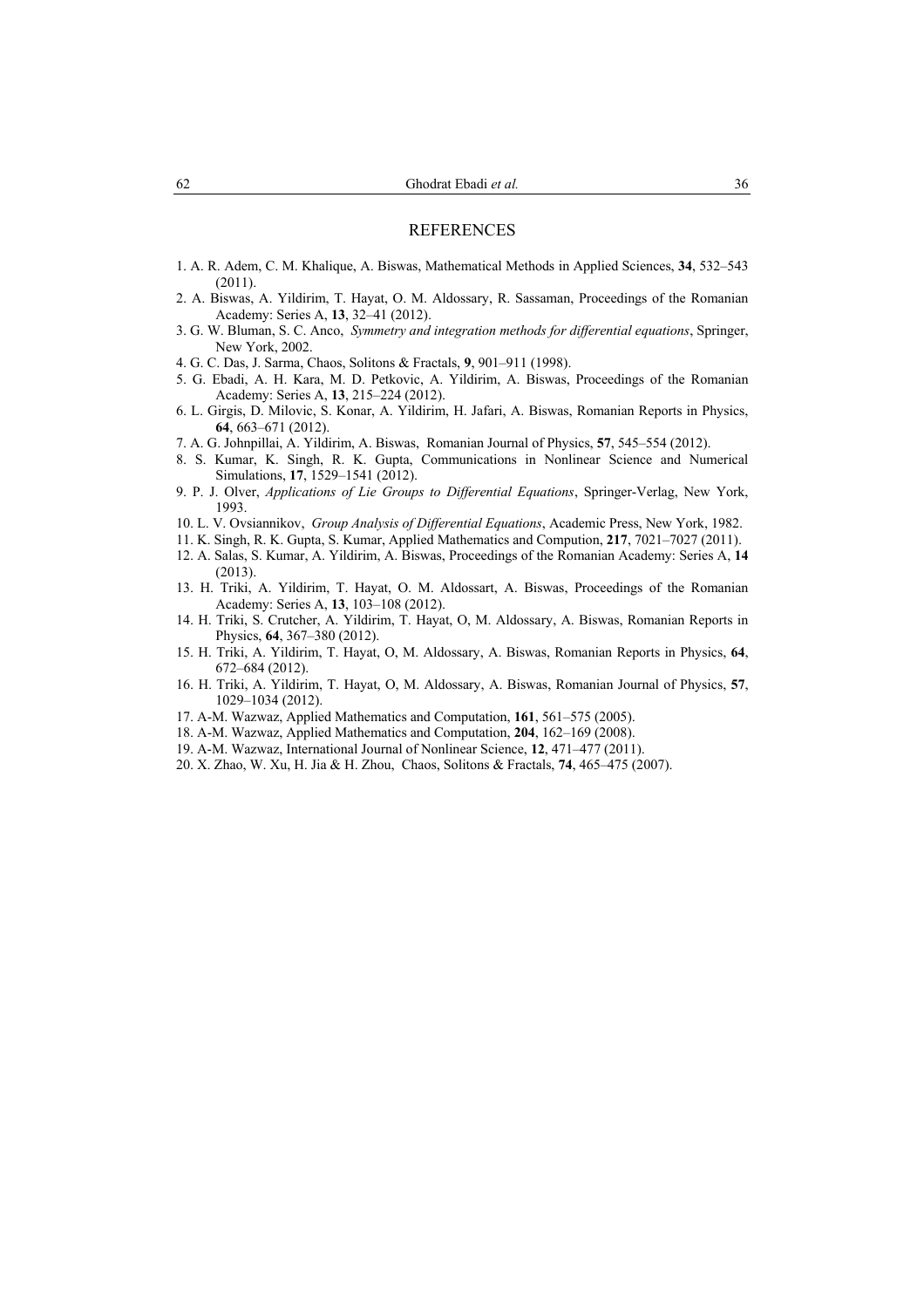## REFERENCES

1. A. R. Adem, C. M. Khalique, A. Biswas, Mathematical Methods in Applied Sciences, **34**, 532–543 (2011).
2. A. Biswas, A. Yildirim, T. Hayat, O. M. Aldossary, R. Sassaman, Proceedings of the Romanian Academy: Series A, **13**, 32–41 (2012).
3. G. W. Bluman, S. C. Anco, *Symmetry and integration methods for differential equations*, Springer, New York, 2002.
4. G. C. Das, J. Sarma, Chaos, Solitons & Fractals, **9**, 901–911 (1998).
5. G. Ebadi, A. H. Kara, M. D. Petkovic, A. Yildirim, A. Biswas, Proceedings of the Romanian Academy: Series A, **13**, 215–224 (2012).
6. L. Girgis, D. Milovic, S. Konar, A. Yildirim, H. Jafari, A. Biswas, Romanian Reports in Physics, **64**, 663–671 (2012).
7. A. G. Johnpillai, A. Yildirim, A. Biswas, Romanian Journal of Physics, **57**, 545–554 (2012).
8. S. Kumar, K. Singh, R. K. Gupta, Communications in Nonlinear Science and Numerical Simulations, **17**, 1529–1541 (2012).
9. P. J. Olver, *Applications of Lie Groups to Differential Equations*, Springer-Verlag, New York, 1993.
10. L. V. Ovsiannikov, *Group Analysis of Differential Equations*, Academic Press, New York, 1982.
11. K. Singh, R. K. Gupta, S. Kumar, Applied Mathematics and Compution, **217**, 7021–7027 (2011).
12. A. Salas, S. Kumar, A. Yildirim, A. Biswas, Proceedings of the Romanian Academy: Series A, **14** (2013).
13. H. Triki, A. Yildirim, T. Hayat, O. M. Aldossart, A. Biswas, Proceedings of the Romanian Academy: Series A, **13**, 103–108 (2012).
14. H. Triki, S. Crutcher, A. Yildirim, T. Hayat, O, M. Aldossary, A. Biswas, Romanian Reports in Physics, **64**, 367–380 (2012).
15. H. Triki, A. Yildirim, T. Hayat, O, M. Aldossary, A. Biswas, Romanian Reports in Physics, **64**, 672–684 (2012).
16. H. Triki, A. Yildirim, T. Hayat, O, M. Aldossary, A. Biswas, Romanian Journal of Physics, **57**, 1029–1034 (2012).
17. A-M. Wazwaz, Applied Mathematics and Computation, **161**, 561–575 (2005).
18. A-M. Wazwaz, Applied Mathematics and Computation, **204**, 162–169 (2008).
19. A-M. Wazwaz, International Journal of Nonlinear Science, **12**, 471–477 (2011).
20. X. Zhao, W. Xu, H. Jia & H. Zhou, Chaos, Solitons & Fractals, **74**, 465–475 (2007).